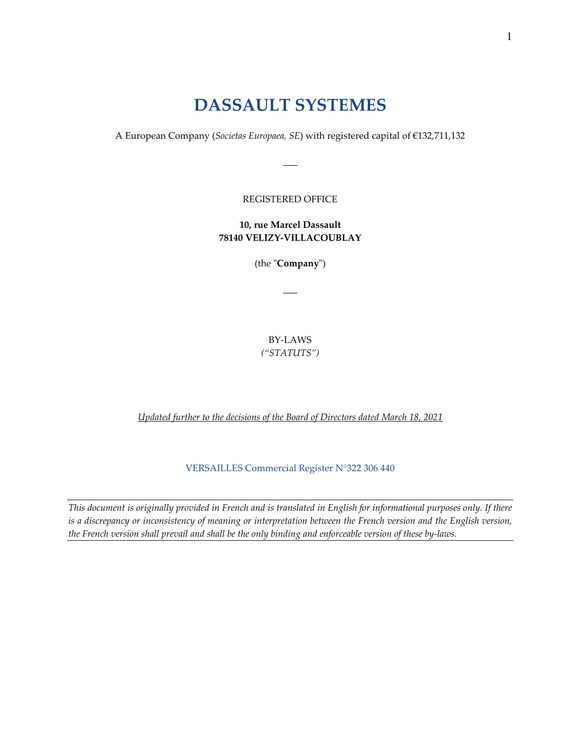# DASSAULT SYSTEMES

A European Company (*Societas Europaea, SE*) with registered capital of €132,711,132

___

REGISTERED OFFICE

**10, rue Marcel Dassault**
**78140 VELIZY-VILLACOUBLAY**

(the "**Company**")

___

BY-LAWS
*("STATUTS")*

*Updated further to the decisions of the Board of Directors dated March 18, 2021*

VERSAILLES Commercial Register N°322 306 440

---

*This document is originally provided in French and is translated in English for informational purposes only. If there is a discrepancy or inconsistency of meaning or interpretation between the French version and the English version, the French version shall prevail and shall be the only binding and enforceable version of these by-laws.*

---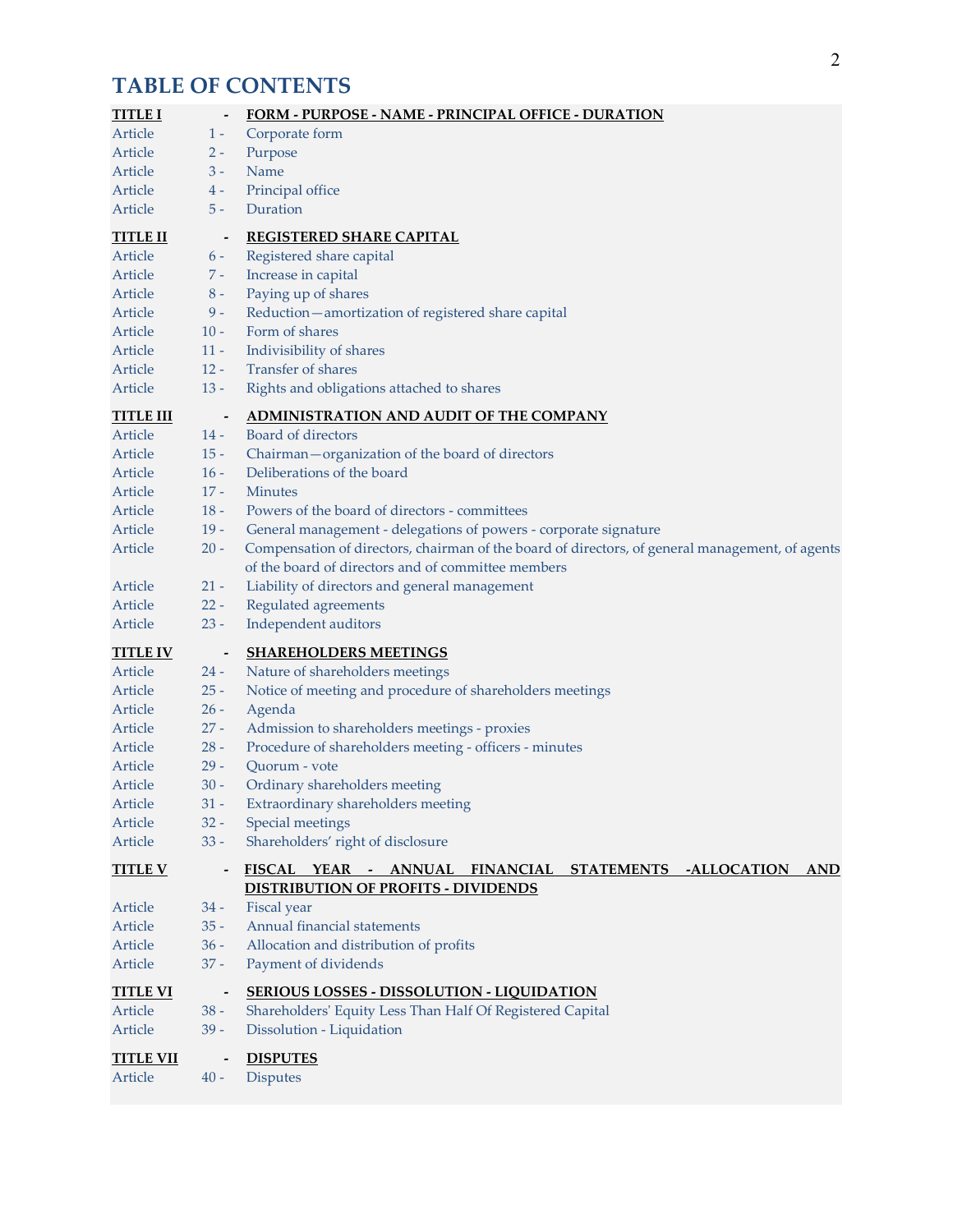# TABLE OF CONTENTS

**TITLE I - FORM - PURPOSE - NAME - PRINCIPAL OFFICE - DURATION**

Article 1 - Corporate form
Article 2 - Purpose
Article 3 - Name
Article 4 - Principal office
Article 5 - Duration

**TITLE II - REGISTERED SHARE CAPITAL**

Article 6 - Registered share capital
Article 7 - Increase in capital
Article 8 - Paying up of shares
Article 9 - Reduction—amortization of registered share capital
Article 10 - Form of shares
Article 11 - Indivisibility of shares
Article 12 - Transfer of shares
Article 13 - Rights and obligations attached to shares

**TITLE III - ADMINISTRATION AND AUDIT OF THE COMPANY**

Article 14 - Board of directors
Article 15 - Chairman—organization of the board of directors
Article 16 - Deliberations of the board
Article 17 - Minutes
Article 18 - Powers of the board of directors - committees
Article 19 - General management - delegations of powers - corporate signature
Article 20 - Compensation of directors, chairman of the board of directors, of general management, of agents of the board of directors and of committee members
Article 21 - Liability of directors and general management
Article 22 - Regulated agreements
Article 23 - Independent auditors

**TITLE IV - SHAREHOLDERS MEETINGS**

Article 24 - Nature of shareholders meetings
Article 25 - Notice of meeting and procedure of shareholders meetings
Article 26 - Agenda
Article 27 - Admission to shareholders meetings - proxies
Article 28 - Procedure of shareholders meeting - officers - minutes
Article 29 - Quorum - vote
Article 30 - Ordinary shareholders meeting
Article 31 - Extraordinary shareholders meeting
Article 32 - Special meetings
Article 33 - Shareholders' right of disclosure

**TITLE V - FISCAL YEAR - ANNUAL FINANCIAL STATEMENTS -ALLOCATION AND DISTRIBUTION OF PROFITS - DIVIDENDS**

Article 34 - Fiscal year
Article 35 - Annual financial statements
Article 36 - Allocation and distribution of profits
Article 37 - Payment of dividends

**TITLE VI - SERIOUS LOSSES - DISSOLUTION - LIQUIDATION**

Article 38 - Shareholders' Equity Less Than Half Of Registered Capital
Article 39 - Dissolution - Liquidation

**TITLE VII - DISPUTES**

Article 40 - Disputes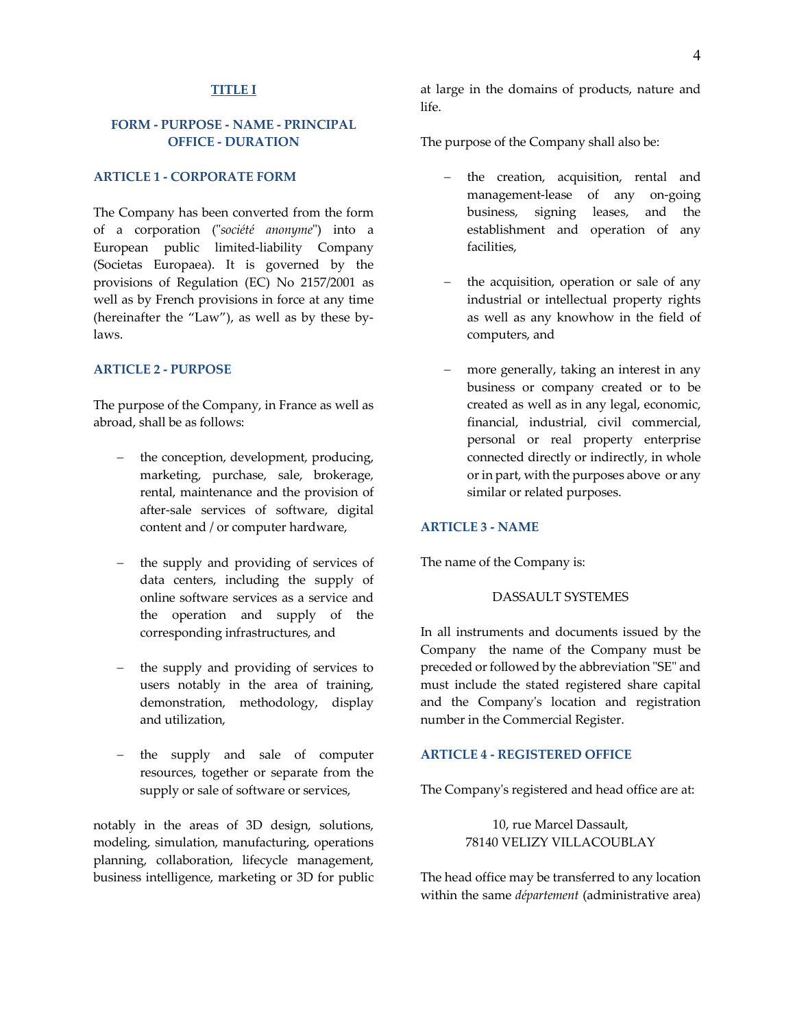## TITLE I

## FORM - PURPOSE - NAME - PRINCIPAL OFFICE - DURATION

### ARTICLE 1 - CORPORATE FORM

The Company has been converted from the form of a corporation ("*société anonyme*") into a European public limited-liability Company (Societas Europaea). It is governed by the provisions of Regulation (EC) No 2157/2001 as well as by French provisions in force at any time (hereinafter the "Law"), as well as by these by-laws.

### ARTICLE 2 - PURPOSE

The purpose of the Company, in France as well as abroad, shall be as follows:

- the conception, development, producing, marketing, purchase, sale, brokerage, rental, maintenance and the provision of after-sale services of software, digital content and / or computer hardware,

- the supply and providing of services of data centers, including the supply of online software services as a service and the operation and supply of the corresponding infrastructures, and

- the supply and providing of services to users notably in the area of training, demonstration, methodology, display and utilization,

- the supply and sale of computer resources, together or separate from the supply or sale of software or services,

notably in the areas of 3D design, solutions, modeling, simulation, manufacturing, operations planning, collaboration, lifecycle management, business intelligence, marketing or 3D for public at large in the domains of products, nature and life.

The purpose of the Company shall also be:

- the creation, acquisition, rental and management-lease of any on-going business, signing leases, and the establishment and operation of any facilities,

- the acquisition, operation or sale of any industrial or intellectual property rights as well as any knowhow in the field of computers, and

- more generally, taking an interest in any business or company created or to be created as well as in any legal, economic, financial, industrial, civil commercial, personal or real property enterprise connected directly or indirectly, in whole or in part, with the purposes above or any similar or related purposes.

### ARTICLE 3 - NAME

The name of the Company is:

DASSAULT SYSTEMES

In all instruments and documents issued by the Company the name of the Company must be preceded or followed by the abbreviation "SE" and must include the stated registered share capital and the Company's location and registration number in the Commercial Register.

### ARTICLE 4 - REGISTERED OFFICE

The Company's registered and head office are at:

10, rue Marcel Dassault,
78140 VELIZY VILLACOUBLAY

The head office may be transferred to any location within the same *département* (administrative area)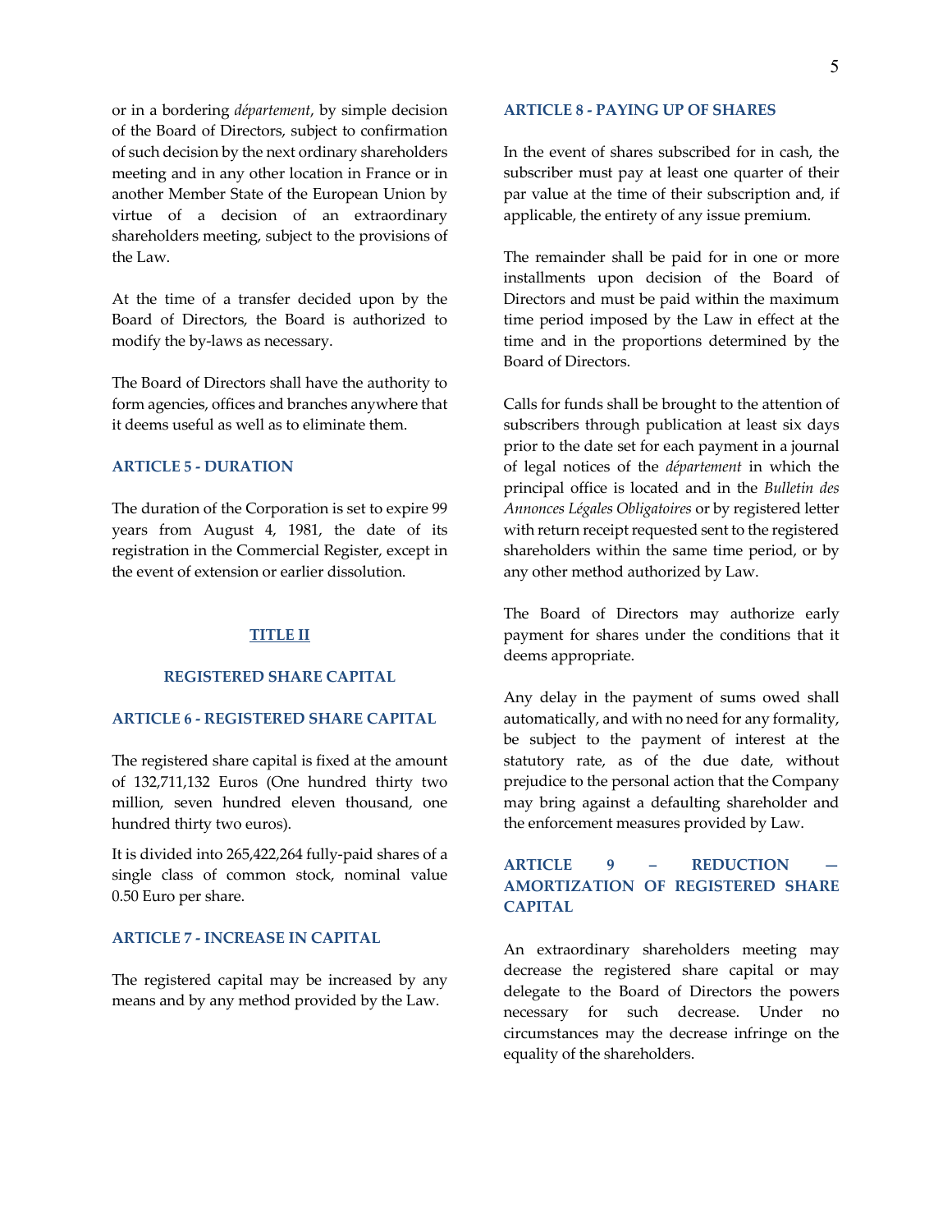or in a bordering *département*, by simple decision of the Board of Directors, subject to confirmation of such decision by the next ordinary shareholders meeting and in any other location in France or in another Member State of the European Union by virtue of a decision of an extraordinary shareholders meeting, subject to the provisions of the Law.

At the time of a transfer decided upon by the Board of Directors, the Board is authorized to modify the by-laws as necessary.

The Board of Directors shall have the authority to form agencies, offices and branches anywhere that it deems useful as well as to eliminate them.

### ARTICLE 5 - DURATION

The duration of the Corporation is set to expire 99 years from August 4, 1981, the date of its registration in the Commercial Register, except in the event of extension or earlier dissolution.

## TITLE II

## REGISTERED SHARE CAPITAL

### ARTICLE 6 - REGISTERED SHARE CAPITAL

The registered share capital is fixed at the amount of 132,711,132 Euros (One hundred thirty two million, seven hundred eleven thousand, one hundred thirty two euros).

It is divided into 265,422,264 fully-paid shares of a single class of common stock, nominal value 0.50 Euro per share.

### ARTICLE 7 - INCREASE IN CAPITAL

The registered capital may be increased by any means and by any method provided by the Law.

### ARTICLE 8 - PAYING UP OF SHARES

In the event of shares subscribed for in cash, the subscriber must pay at least one quarter of their par value at the time of their subscription and, if applicable, the entirety of any issue premium.

The remainder shall be paid for in one or more installments upon decision of the Board of Directors and must be paid within the maximum time period imposed by the Law in effect at the time and in the proportions determined by the Board of Directors.

Calls for funds shall be brought to the attention of subscribers through publication at least six days prior to the date set for each payment in a journal of legal notices of the *département* in which the principal office is located and in the *Bulletin des Annonces Légales Obligatoires* or by registered letter with return receipt requested sent to the registered shareholders within the same time period, or by any other method authorized by Law.

The Board of Directors may authorize early payment for shares under the conditions that it deems appropriate.

Any delay in the payment of sums owed shall automatically, and with no need for any formality, be subject to the payment of interest at the statutory rate, as of the due date, without prejudice to the personal action that the Company may bring against a defaulting shareholder and the enforcement measures provided by Law.

### ARTICLE 9 – REDUCTION — AMORTIZATION OF REGISTERED SHARE CAPITAL

An extraordinary shareholders meeting may decrease the registered share capital or may delegate to the Board of Directors the powers necessary for such decrease. Under no circumstances may the decrease infringe on the equality of the shareholders.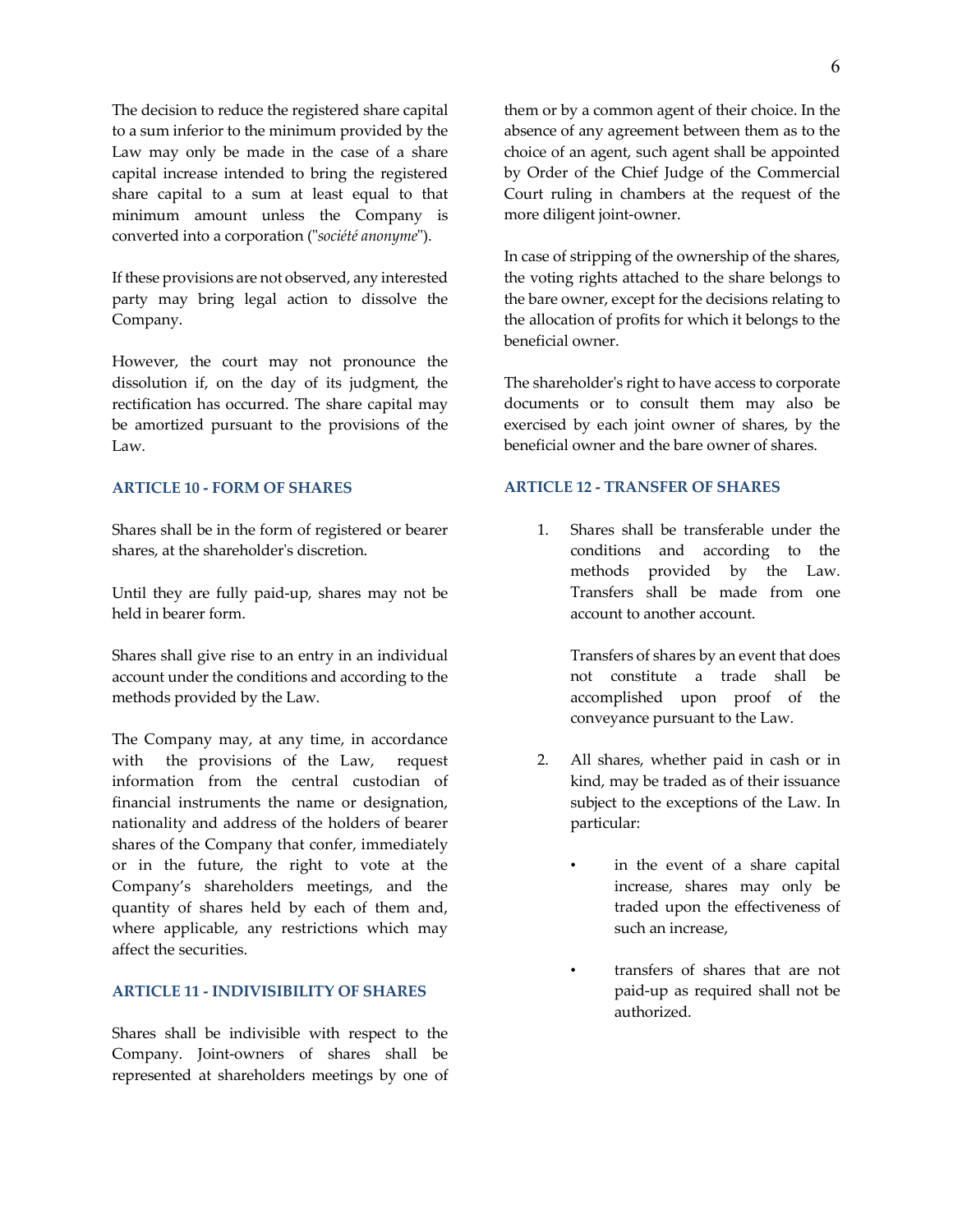The decision to reduce the registered share capital to a sum inferior to the minimum provided by the Law may only be made in the case of a share capital increase intended to bring the registered share capital to a sum at least equal to that minimum amount unless the Company is converted into a corporation ("*société anonyme*").

If these provisions are not observed, any interested party may bring legal action to dissolve the Company.

However, the court may not pronounce the dissolution if, on the day of its judgment, the rectification has occurred. The share capital may be amortized pursuant to the provisions of the Law.

## ARTICLE 10 - FORM OF SHARES

Shares shall be in the form of registered or bearer shares, at the shareholder's discretion.

Until they are fully paid-up, shares may not be held in bearer form.

Shares shall give rise to an entry in an individual account under the conditions and according to the methods provided by the Law.

The Company may, at any time, in accordance with the provisions of the Law, request information from the central custodian of financial instruments the name or designation, nationality and address of the holders of bearer shares of the Company that confer, immediately or in the future, the right to vote at the Company's shareholders meetings, and the quantity of shares held by each of them and, where applicable, any restrictions which may affect the securities.

## ARTICLE 11 - INDIVISIBILITY OF SHARES

Shares shall be indivisible with respect to the Company. Joint-owners of shares shall be represented at shareholders meetings by one of them or by a common agent of their choice. In the absence of any agreement between them as to the choice of an agent, such agent shall be appointed by Order of the Chief Judge of the Commercial Court ruling in chambers at the request of the more diligent joint-owner.

In case of stripping of the ownership of the shares, the voting rights attached to the share belongs to the bare owner, except for the decisions relating to the allocation of profits for which it belongs to the beneficial owner.

The shareholder's right to have access to corporate documents or to consult them may also be exercised by each joint owner of shares, by the beneficial owner and the bare owner of shares.

## ARTICLE 12 - TRANSFER OF SHARES

1. Shares shall be transferable under the conditions and according to the methods provided by the Law. Transfers shall be made from one account to another account.

   Transfers of shares by an event that does not constitute a trade shall be accomplished upon proof of the conveyance pursuant to the Law.

2. All shares, whether paid in cash or in kind, may be traded as of their issuance subject to the exceptions of the Law. In particular:

   - in the event of a share capital increase, shares may only be traded upon the effectiveness of such an increase,

   - transfers of shares that are not paid-up as required shall not be authorized.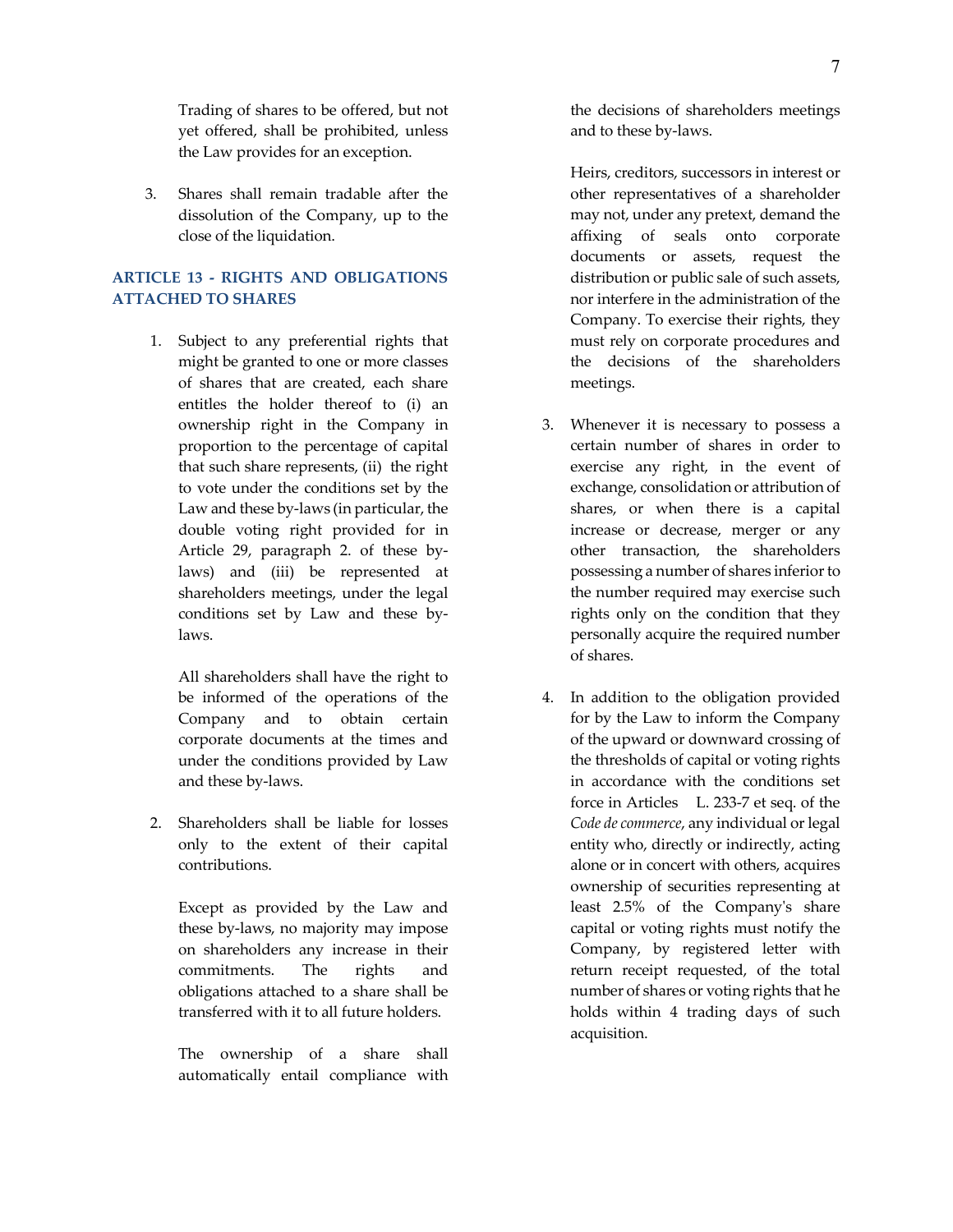Trading of shares to be offered, but not yet offered, shall be prohibited, unless the Law provides for an exception.

3. Shares shall remain tradable after the dissolution of the Company, up to the close of the liquidation.

## ARTICLE 13 - RIGHTS AND OBLIGATIONS ATTACHED TO SHARES

1. Subject to any preferential rights that might be granted to one or more classes of shares that are created, each share entitles the holder thereof to (i) an ownership right in the Company in proportion to the percentage of capital that such share represents, (ii) the right to vote under the conditions set by the Law and these by-laws (in particular, the double voting right provided for in Article 29, paragraph 2. of these by-laws) and (iii) be represented at shareholders meetings, under the legal conditions set by Law and these by-laws.

   All shareholders shall have the right to be informed of the operations of the Company and to obtain certain corporate documents at the times and under the conditions provided by Law and these by-laws.

2. Shareholders shall be liable for losses only to the extent of their capital contributions.

   Except as provided by the Law and these by-laws, no majority may impose on shareholders any increase in their commitments. The rights and obligations attached to a share shall be transferred with it to all future holders.

   The ownership of a share shall automatically entail compliance with the decisions of shareholders meetings and to these by-laws.

   Heirs, creditors, successors in interest or other representatives of a shareholder may not, under any pretext, demand the affixing of seals onto corporate documents or assets, request the distribution or public sale of such assets, nor interfere in the administration of the Company. To exercise their rights, they must rely on corporate procedures and the decisions of the shareholders meetings.

3. Whenever it is necessary to possess a certain number of shares in order to exercise any right, in the event of exchange, consolidation or attribution of shares, or when there is a capital increase or decrease, merger or any other transaction, the shareholders possessing a number of shares inferior to the number required may exercise such rights only on the condition that they personally acquire the required number of shares.

4. In addition to the obligation provided for by the Law to inform the Company of the upward or downward crossing of the thresholds of capital or voting rights in accordance with the conditions set force in Articles L. 233-7 et seq. of the *Code de commerce*, any individual or legal entity who, directly or indirectly, acting alone or in concert with others, acquires ownership of securities representing at least 2.5% of the Company's share capital or voting rights must notify the Company, by registered letter with return receipt requested, of the total number of shares or voting rights that he holds within 4 trading days of such acquisition.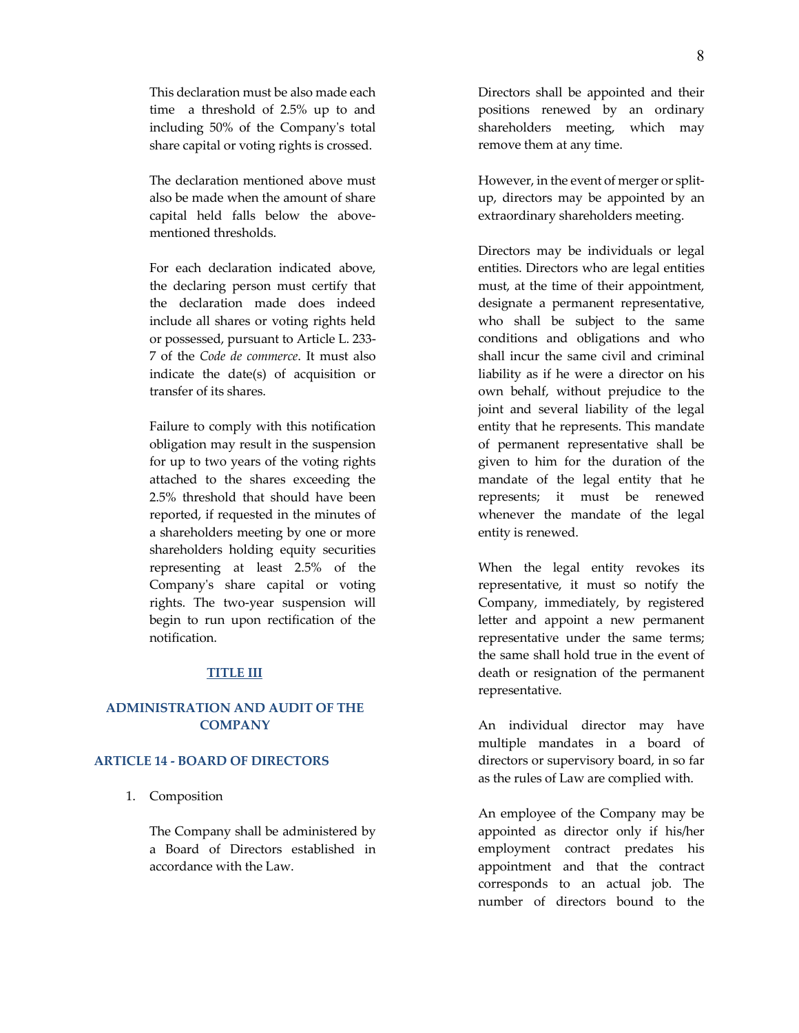This declaration must be also made each time a threshold of 2.5% up to and including 50% of the Company's total share capital or voting rights is crossed.

The declaration mentioned above must also be made when the amount of share capital held falls below the above-mentioned thresholds.

For each declaration indicated above, the declaring person must certify that the declaration made does indeed include all shares or voting rights held or possessed, pursuant to Article L. 233-7 of the *Code de commerce*. It must also indicate the date(s) of acquisition or transfer of its shares.

Failure to comply with this notification obligation may result in the suspension for up to two years of the voting rights attached to the shares exceeding the 2.5% threshold that should have been reported, if requested in the minutes of a shareholders meeting by one or more shareholders holding equity securities representing at least 2.5% of the Company's share capital or voting rights. The two-year suspension will begin to run upon rectification of the notification.

# TITLE III

# ADMINISTRATION AND AUDIT OF THE COMPANY

## ARTICLE 14 - BOARD OF DIRECTORS

1. Composition

   The Company shall be administered by a Board of Directors established in accordance with the Law.

   Directors shall be appointed and their positions renewed by an ordinary shareholders meeting, which may remove them at any time.

   However, in the event of merger or split-up, directors may be appointed by an extraordinary shareholders meeting.

   Directors may be individuals or legal entities. Directors who are legal entities must, at the time of their appointment, designate a permanent representative, who shall be subject to the same conditions and obligations and who shall incur the same civil and criminal liability as if he were a director on his own behalf, without prejudice to the joint and several liability of the legal entity that he represents. This mandate of permanent representative shall be given to him for the duration of the mandate of the legal entity that he represents; it must be renewed whenever the mandate of the legal entity is renewed.

   When the legal entity revokes its representative, it must so notify the Company, immediately, by registered letter and appoint a new permanent representative under the same terms; the same shall hold true in the event of death or resignation of the permanent representative.

   An individual director may have multiple mandates in a board of directors or supervisory board, in so far as the rules of Law are complied with.

   An employee of the Company may be appointed as director only if his/her employment contract predates his appointment and that the contract corresponds to an actual job. The number of directors bound to the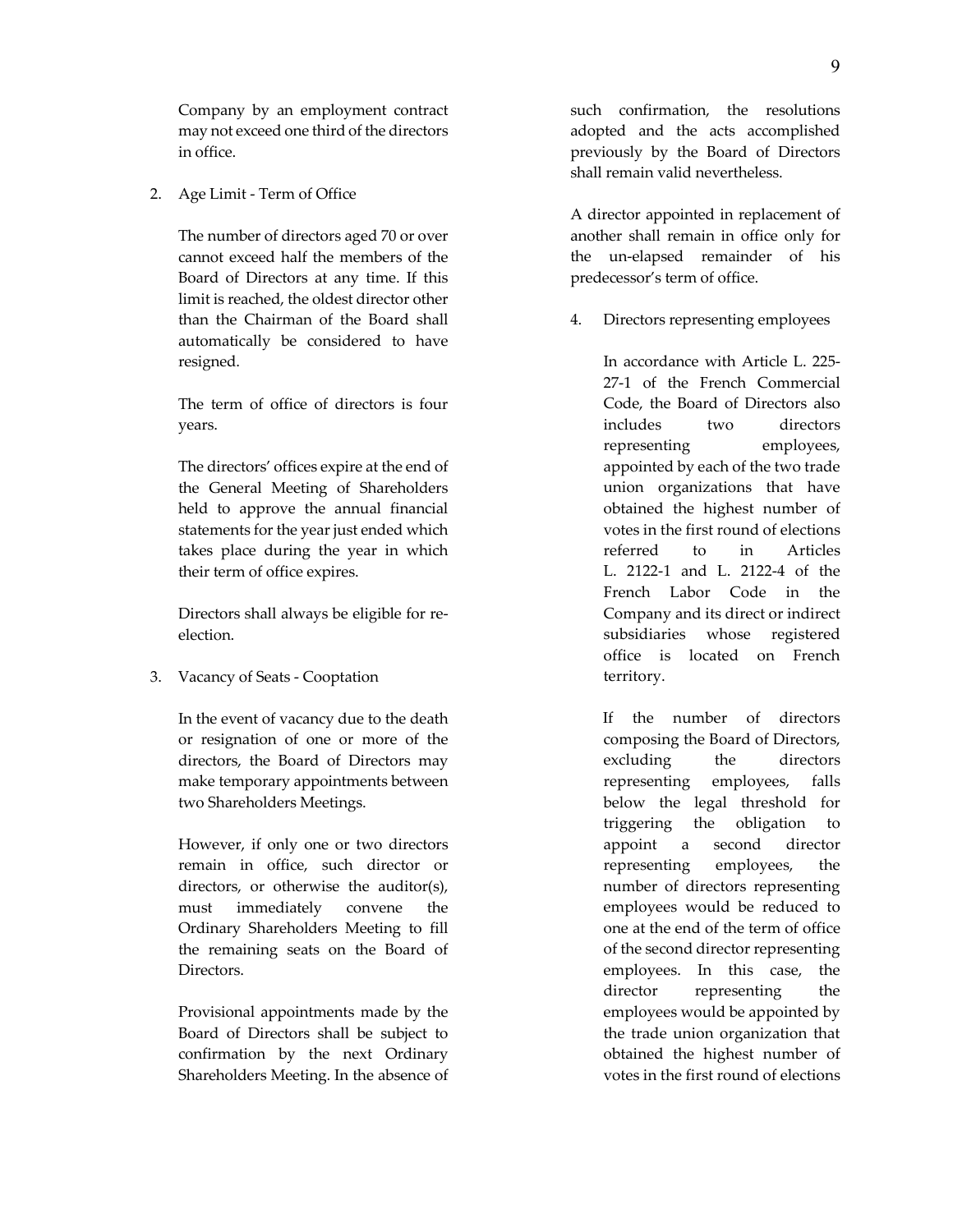Company by an employment contract may not exceed one third of the directors in office.

2. Age Limit - Term of Office

   The number of directors aged 70 or over cannot exceed half the members of the Board of Directors at any time. If this limit is reached, the oldest director other than the Chairman of the Board shall automatically be considered to have resigned.

   The term of office of directors is four years.

   The directors' offices expire at the end of the General Meeting of Shareholders held to approve the annual financial statements for the year just ended which takes place during the year in which their term of office expires.

   Directors shall always be eligible for re-election.

3. Vacancy of Seats - Cooptation

   In the event of vacancy due to the death or resignation of one or more of the directors, the Board of Directors may make temporary appointments between two Shareholders Meetings.

   However, if only one or two directors remain in office, such director or directors, or otherwise the auditor(s), must immediately convene the Ordinary Shareholders Meeting to fill the remaining seats on the Board of Directors.

   Provisional appointments made by the Board of Directors shall be subject to confirmation by the next Ordinary Shareholders Meeting. In the absence of such confirmation, the resolutions adopted and the acts accomplished previously by the Board of Directors shall remain valid nevertheless.

   A director appointed in replacement of another shall remain in office only for the un-elapsed remainder of his predecessor's term of office.

4. Directors representing employees

   In accordance with Article L. 225-27-1 of the French Commercial Code, the Board of Directors also includes two directors representing employees, appointed by each of the two trade union organizations that have obtained the highest number of votes in the first round of elections referred to in Articles L. 2122-1 and L. 2122-4 of the French Labor Code in the Company and its direct or indirect subsidiaries whose registered office is located on French territory.

   If the number of directors composing the Board of Directors, excluding the directors representing employees, falls below the legal threshold for triggering the obligation to appoint a second director representing employees, the number of directors representing employees would be reduced to one at the end of the term of office of the second director representing employees. In this case, the director representing the employees would be appointed by the trade union organization that obtained the highest number of votes in the first round of elections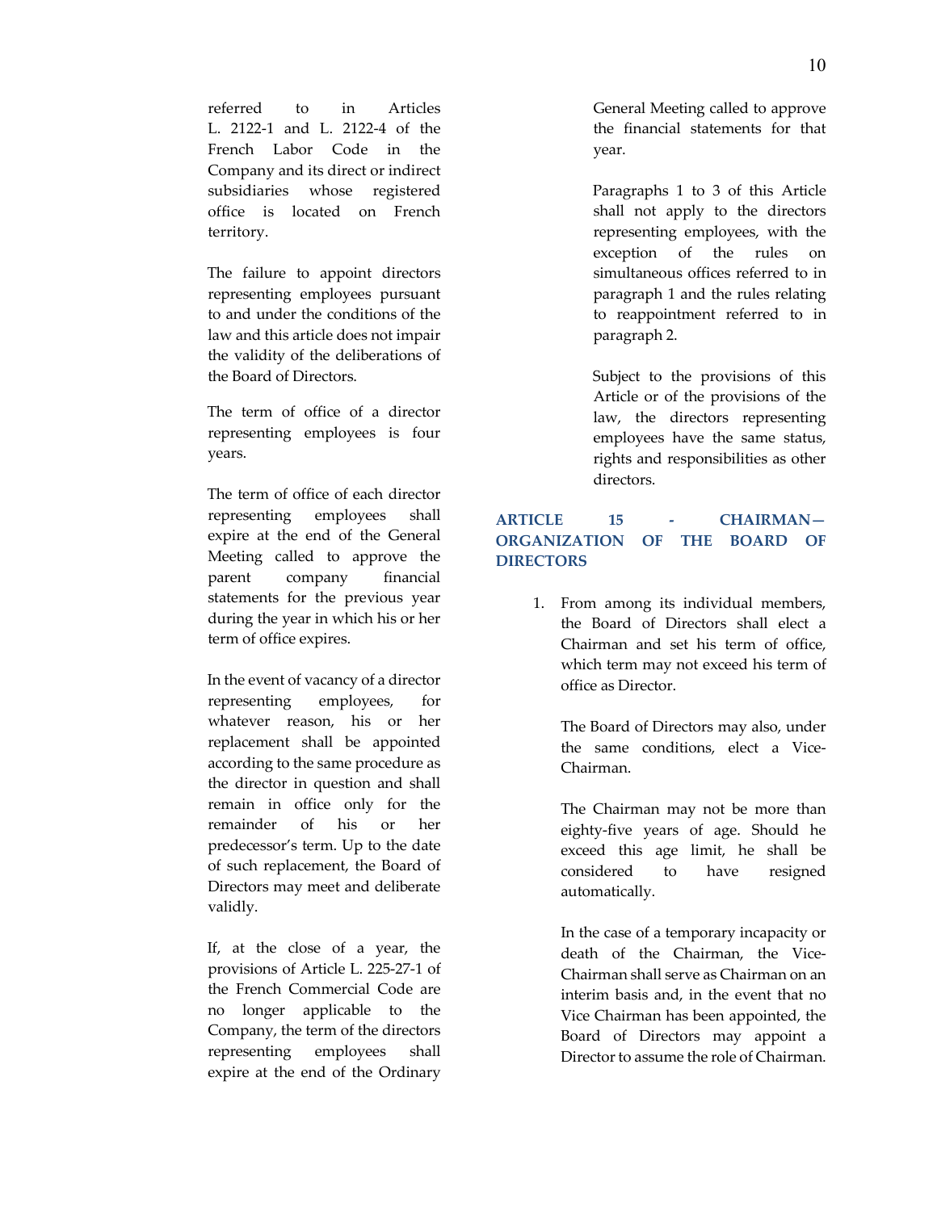referred to in Articles L. 2122-1 and L. 2122-4 of the French Labor Code in the Company and its direct or indirect subsidiaries whose registered office is located on French territory.

The failure to appoint directors representing employees pursuant to and under the conditions of the law and this article does not impair the validity of the deliberations of the Board of Directors.

The term of office of a director representing employees is four years.

The term of office of each director representing employees shall expire at the end of the General Meeting called to approve the parent company financial statements for the previous year during the year in which his or her term of office expires.

In the event of vacancy of a director representing employees, for whatever reason, his or her replacement shall be appointed according to the same procedure as the director in question and shall remain in office only for the remainder of his or her predecessor's term. Up to the date of such replacement, the Board of Directors may meet and deliberate validly.

If, at the close of a year, the provisions of Article L. 225-27-1 of the French Commercial Code are no longer applicable to the Company, the term of the directors representing employees shall expire at the end of the Ordinary General Meeting called to approve the financial statements for that year.

Paragraphs 1 to 3 of this Article shall not apply to the directors representing employees, with the exception of the rules on simultaneous offices referred to in paragraph 1 and the rules relating to reappointment referred to in paragraph 2.

Subject to the provisions of this Article or of the provisions of the law, the directors representing employees have the same status, rights and responsibilities as other directors.

## ARTICLE 15 - CHAIRMAN—ORGANIZATION OF THE BOARD OF DIRECTORS

1. From among its individual members, the Board of Directors shall elect a Chairman and set his term of office, which term may not exceed his term of office as Director.

   The Board of Directors may also, under the same conditions, elect a Vice-Chairman.

   The Chairman may not be more than eighty-five years of age. Should he exceed this age limit, he shall be considered to have resigned automatically.

   In the case of a temporary incapacity or death of the Chairman, the Vice-Chairman shall serve as Chairman on an interim basis and, in the event that no Vice Chairman has been appointed, the Board of Directors may appoint a Director to assume the role of Chairman.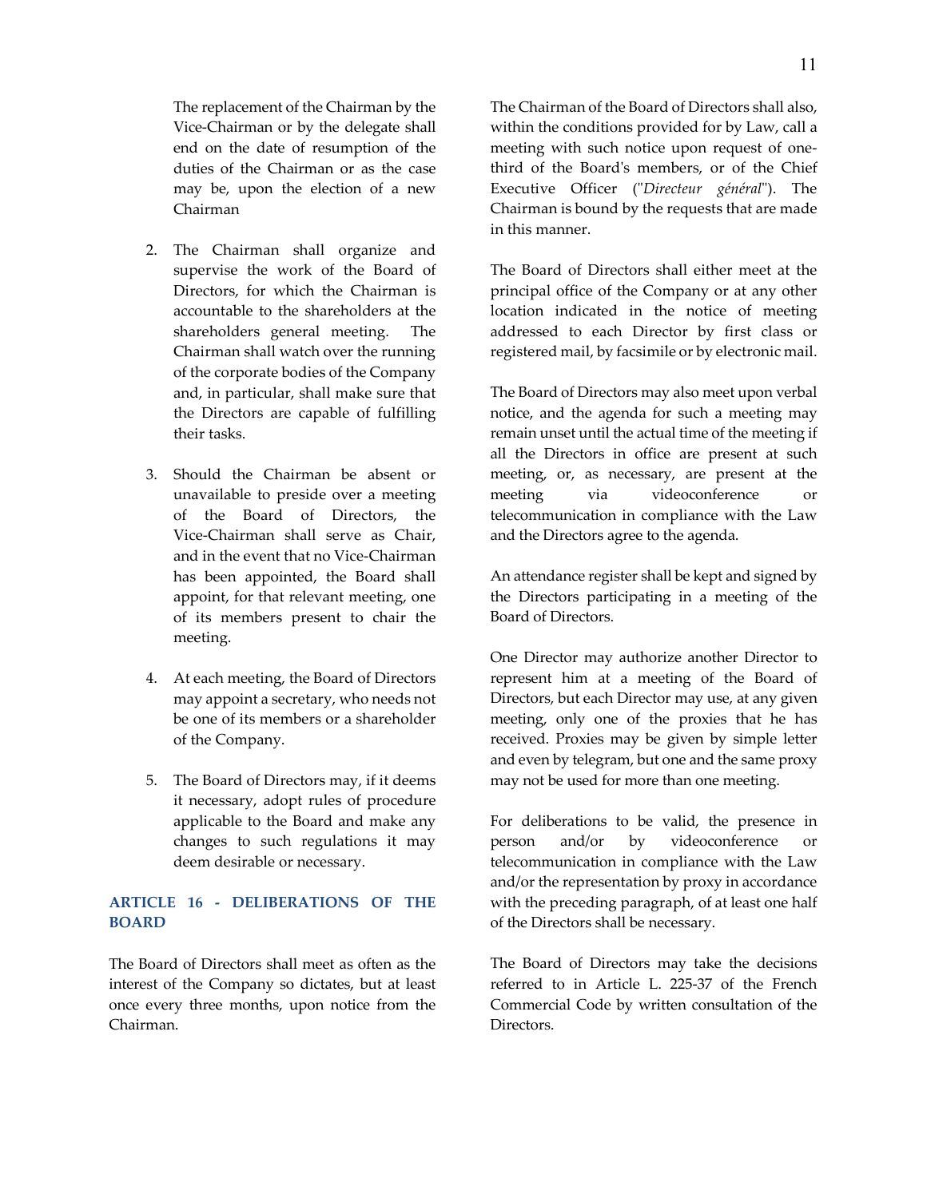The replacement of the Chairman by the Vice-Chairman or by the delegate shall end on the date of resumption of the duties of the Chairman or as the case may be, upon the election of a new Chairman

2. The Chairman shall organize and supervise the work of the Board of Directors, for which the Chairman is accountable to the shareholders at the shareholders general meeting. The Chairman shall watch over the running of the corporate bodies of the Company and, in particular, shall make sure that the Directors are capable of fulfilling their tasks.

3. Should the Chairman be absent or unavailable to preside over a meeting of the Board of Directors, the Vice-Chairman shall serve as Chair, and in the event that no Vice-Chairman has been appointed, the Board shall appoint, for that relevant meeting, one of its members present to chair the meeting.

4. At each meeting, the Board of Directors may appoint a secretary, who needs not be one of its members or a shareholder of the Company.

5. The Board of Directors may, if it deems it necessary, adopt rules of procedure applicable to the Board and make any changes to such regulations it may deem desirable or necessary.

## ARTICLE 16 - DELIBERATIONS OF THE BOARD

The Board of Directors shall meet as often as the interest of the Company so dictates, but at least once every three months, upon notice from the Chairman.

The Chairman of the Board of Directors shall also, within the conditions provided for by Law, call a meeting with such notice upon request of one-third of the Board's members, or of the Chief Executive Officer ("*Directeur général*"). The Chairman is bound by the requests that are made in this manner.

The Board of Directors shall either meet at the principal office of the Company or at any other location indicated in the notice of meeting addressed to each Director by first class or registered mail, by facsimile or by electronic mail.

The Board of Directors may also meet upon verbal notice, and the agenda for such a meeting may remain unset until the actual time of the meeting if all the Directors in office are present at such meeting, or, as necessary, are present at the meeting via videoconference or telecommunication in compliance with the Law and the Directors agree to the agenda.

An attendance register shall be kept and signed by the Directors participating in a meeting of the Board of Directors.

One Director may authorize another Director to represent him at a meeting of the Board of Directors, but each Director may use, at any given meeting, only one of the proxies that he has received. Proxies may be given by simple letter and even by telegram, but one and the same proxy may not be used for more than one meeting.

For deliberations to be valid, the presence in person and/or by videoconference or telecommunication in compliance with the Law and/or the representation by proxy in accordance with the preceding paragraph, of at least one half of the Directors shall be necessary.

The Board of Directors may take the decisions referred to in Article L. 225-37 of the French Commercial Code by written consultation of the Directors.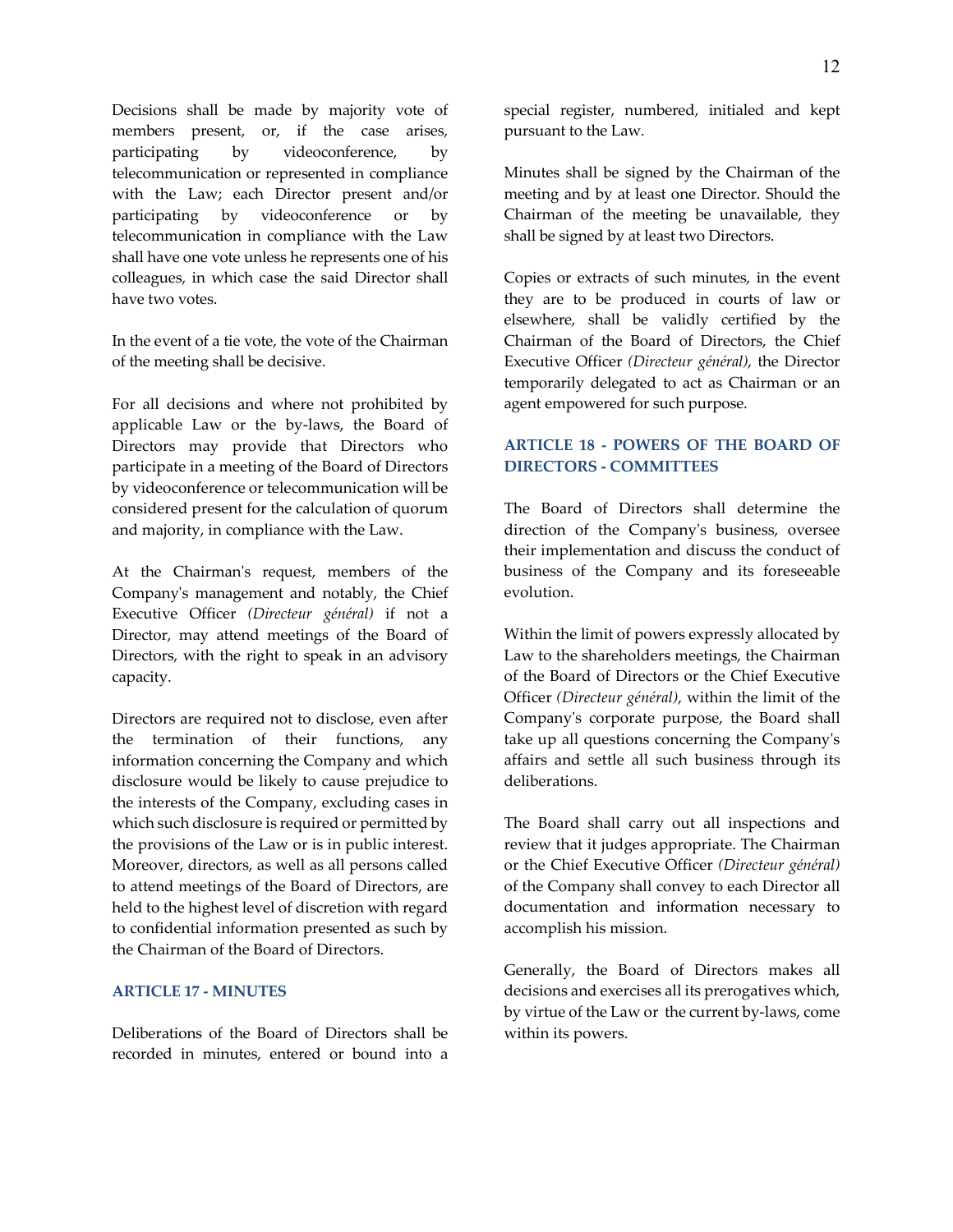Decisions shall be made by majority vote of members present, or, if the case arises, participating by videoconference, by telecommunication or represented in compliance with the Law; each Director present and/or participating by videoconference or by telecommunication in compliance with the Law shall have one vote unless he represents one of his colleagues, in which case the said Director shall have two votes.

In the event of a tie vote, the vote of the Chairman of the meeting shall be decisive.

For all decisions and where not prohibited by applicable Law or the by-laws, the Board of Directors may provide that Directors who participate in a meeting of the Board of Directors by videoconference or telecommunication will be considered present for the calculation of quorum and majority, in compliance with the Law.

At the Chairman's request, members of the Company's management and notably, the Chief Executive Officer *(Directeur général)* if not a Director, may attend meetings of the Board of Directors, with the right to speak in an advisory capacity.

Directors are required not to disclose, even after the termination of their functions, any information concerning the Company and which disclosure would be likely to cause prejudice to the interests of the Company, excluding cases in which such disclosure is required or permitted by the provisions of the Law or is in public interest. Moreover, directors, as well as all persons called to attend meetings of the Board of Directors, are held to the highest level of discretion with regard to confidential information presented as such by the Chairman of the Board of Directors.

## ARTICLE 17 - MINUTES

Deliberations of the Board of Directors shall be recorded in minutes, entered or bound into a special register, numbered, initialed and kept pursuant to the Law.

Minutes shall be signed by the Chairman of the meeting and by at least one Director. Should the Chairman of the meeting be unavailable, they shall be signed by at least two Directors.

Copies or extracts of such minutes, in the event they are to be produced in courts of law or elsewhere, shall be validly certified by the Chairman of the Board of Directors, the Chief Executive Officer *(Directeur général)*, the Director temporarily delegated to act as Chairman or an agent empowered for such purpose.

## ARTICLE 18 - POWERS OF THE BOARD OF DIRECTORS - COMMITTEES

The Board of Directors shall determine the direction of the Company's business, oversee their implementation and discuss the conduct of business of the Company and its foreseeable evolution.

Within the limit of powers expressly allocated by Law to the shareholders meetings, the Chairman of the Board of Directors or the Chief Executive Officer *(Directeur général)*, within the limit of the Company's corporate purpose, the Board shall take up all questions concerning the Company's affairs and settle all such business through its deliberations.

The Board shall carry out all inspections and review that it judges appropriate. The Chairman or the Chief Executive Officer *(Directeur général)* of the Company shall convey to each Director all documentation and information necessary to accomplish his mission.

Generally, the Board of Directors makes all decisions and exercises all its prerogatives which, by virtue of the Law or the current by-laws, come within its powers.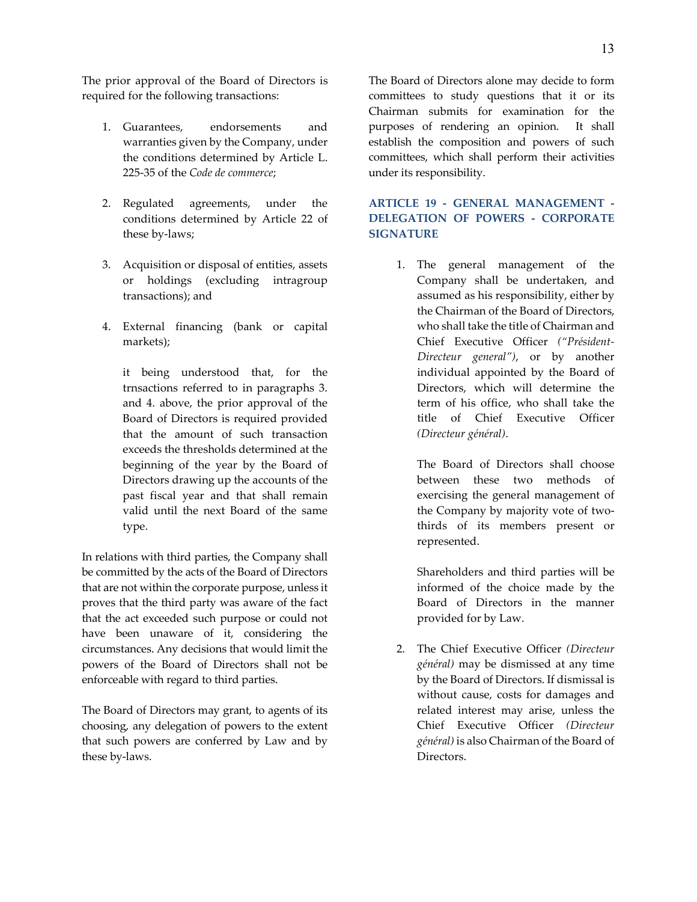The prior approval of the Board of Directors is required for the following transactions:

1. Guarantees, endorsements and warranties given by the Company, under the conditions determined by Article L. 225-35 of the *Code de commerce*;

2. Regulated agreements, under the conditions determined by Article 22 of these by-laws;

3. Acquisition or disposal of entities, assets or holdings (excluding intragroup transactions); and

4. External financing (bank or capital markets);

   it being understood that, for the trnsactions referred to in paragraphs 3. and 4. above, the prior approval of the Board of Directors is required provided that the amount of such transaction exceeds the thresholds determined at the beginning of the year by the Board of Directors drawing up the accounts of the past fiscal year and that shall remain valid until the next Board of the same type.

In relations with third parties, the Company shall be committed by the acts of the Board of Directors that are not within the corporate purpose, unless it proves that the third party was aware of the fact that the act exceeded such purpose or could not have been unaware of it, considering the circumstances. Any decisions that would limit the powers of the Board of Directors shall not be enforceable with regard to third parties.

The Board of Directors may grant, to agents of its choosing, any delegation of powers to the extent that such powers are conferred by Law and by these by-laws.

The Board of Directors alone may decide to form committees to study questions that it or its Chairman submits for examination for the purposes of rendering an opinion. It shall establish the composition and powers of such committees, which shall perform their activities under its responsibility.

## ARTICLE 19 - GENERAL MANAGEMENT - DELEGATION OF POWERS - CORPORATE SIGNATURE

1. The general management of the Company shall be undertaken, and assumed as his responsibility, either by the Chairman of the Board of Directors, who shall take the title of Chairman and Chief Executive Officer *("Président-Directeur general")*, or by another individual appointed by the Board of Directors, which will determine the term of his office, who shall take the title of Chief Executive Officer *(Directeur général)*.

   The Board of Directors shall choose between these two methods of exercising the general management of the Company by majority vote of two-thirds of its members present or represented.

   Shareholders and third parties will be informed of the choice made by the Board of Directors in the manner provided for by Law.

2. The Chief Executive Officer *(Directeur général)* may be dismissed at any time by the Board of Directors. If dismissal is without cause, costs for damages and related interest may arise, unless the Chief Executive Officer *(Directeur général)* is also Chairman of the Board of Directors.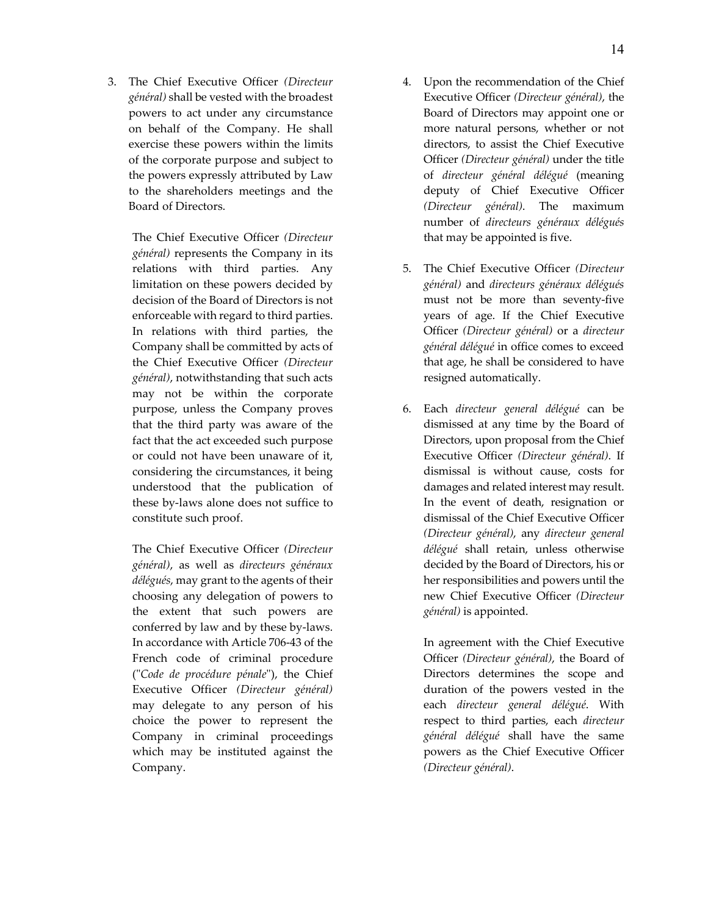3. The Chief Executive Officer *(Directeur général)* shall be vested with the broadest powers to act under any circumstance on behalf of the Company. He shall exercise these powers within the limits of the corporate purpose and subject to the powers expressly attributed by Law to the shareholders meetings and the Board of Directors.

   The Chief Executive Officer *(Directeur général)* represents the Company in its relations with third parties. Any limitation on these powers decided by decision of the Board of Directors is not enforceable with regard to third parties. In relations with third parties, the Company shall be committed by acts of the Chief Executive Officer *(Directeur général)*, notwithstanding that such acts may not be within the corporate purpose, unless the Company proves that the third party was aware of the fact that the act exceeded such purpose or could not have been unaware of it, considering the circumstances, it being understood that the publication of these by-laws alone does not suffice to constitute such proof.

   The Chief Executive Officer *(Directeur général)*, as well as *directeurs généraux délégués*, may grant to the agents of their choosing any delegation of powers to the extent that such powers are conferred by law and by these by-laws. In accordance with Article 706-43 of the French code of criminal procedure ("*Code de procédure pénale*"), the Chief Executive Officer *(Directeur général)* may delegate to any person of his choice the power to represent the Company in criminal proceedings which may be instituted against the Company.

4. Upon the recommendation of the Chief Executive Officer *(Directeur général)*, the Board of Directors may appoint one or more natural persons, whether or not directors, to assist the Chief Executive Officer *(Directeur général)* under the title of *directeur général délégué* (meaning deputy of Chief Executive Officer *(Directeur général)*. The maximum number of *directeurs généraux délégués* that may be appointed is five.

5. The Chief Executive Officer *(Directeur général)* and *directeurs généraux délégués* must not be more than seventy-five years of age. If the Chief Executive Officer *(Directeur général)* or a *directeur général délégué* in office comes to exceed that age, he shall be considered to have resigned automatically.

6. Each *directeur general délégué* can be dismissed at any time by the Board of Directors, upon proposal from the Chief Executive Officer *(Directeur général)*. If dismissal is without cause, costs for damages and related interest may result. In the event of death, resignation or dismissal of the Chief Executive Officer *(Directeur général)*, any *directeur general délégué* shall retain, unless otherwise decided by the Board of Directors, his or her responsibilities and powers until the new Chief Executive Officer *(Directeur général)* is appointed.

   In agreement with the Chief Executive Officer *(Directeur général)*, the Board of Directors determines the scope and duration of the powers vested in the each *directeur general délégué*. With respect to third parties, each *directeur général délégué* shall have the same powers as the Chief Executive Officer *(Directeur général)*.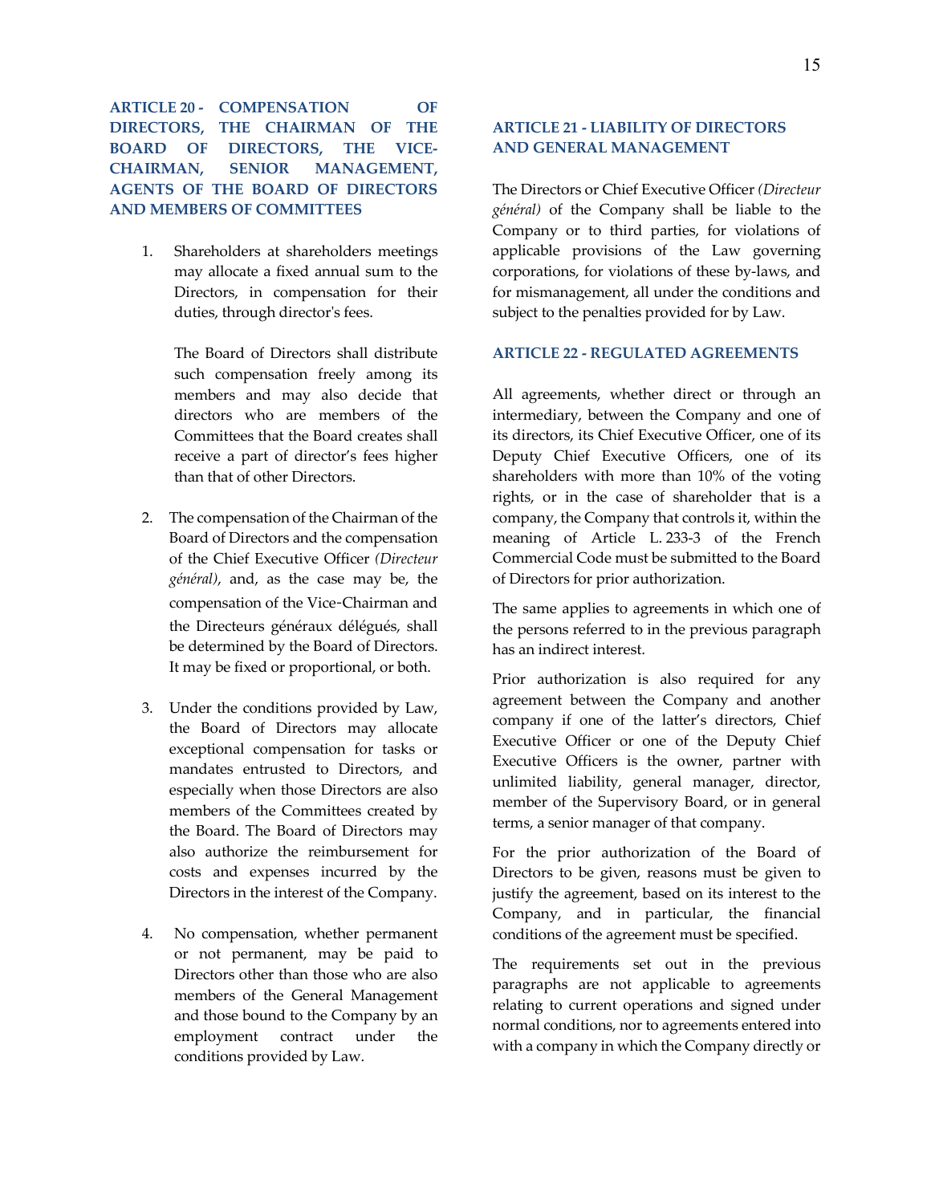### ARTICLE 20 - COMPENSATION OF DIRECTORS, THE CHAIRMAN OF THE BOARD OF DIRECTORS, THE VICE-CHAIRMAN, SENIOR MANAGEMENT, AGENTS OF THE BOARD OF DIRECTORS AND MEMBERS OF COMMITTEES

1. Shareholders at shareholders meetings may allocate a fixed annual sum to the Directors, in compensation for their duties, through director's fees.

   The Board of Directors shall distribute such compensation freely among its members and may also decide that directors who are members of the Committees that the Board creates shall receive a part of director's fees higher than that of other Directors.

2. The compensation of the Chairman of the Board of Directors and the compensation of the Chief Executive Officer *(Directeur général)*, and, as the case may be, the compensation of the Vice-Chairman and the Directeurs généraux délégués, shall be determined by the Board of Directors. It may be fixed or proportional, or both.

3. Under the conditions provided by Law, the Board of Directors may allocate exceptional compensation for tasks or mandates entrusted to Directors, and especially when those Directors are also members of the Committees created by the Board. The Board of Directors may also authorize the reimbursement for costs and expenses incurred by the Directors in the interest of the Company.

4. No compensation, whether permanent or not permanent, may be paid to Directors other than those who are also members of the General Management and those bound to the Company by an employment contract under the conditions provided by Law.

### ARTICLE 21 - LIABILITY OF DIRECTORS AND GENERAL MANAGEMENT

The Directors or Chief Executive Officer *(Directeur général)* of the Company shall be liable to the Company or to third parties, for violations of applicable provisions of the Law governing corporations, for violations of these by-laws, and for mismanagement, all under the conditions and subject to the penalties provided for by Law.

### ARTICLE 22 - REGULATED AGREEMENTS

All agreements, whether direct or through an intermediary, between the Company and one of its directors, its Chief Executive Officer, one of its Deputy Chief Executive Officers, one of its shareholders with more than 10% of the voting rights, or in the case of shareholder that is a company, the Company that controls it, within the meaning of Article L. 233-3 of the French Commercial Code must be submitted to the Board of Directors for prior authorization.

The same applies to agreements in which one of the persons referred to in the previous paragraph has an indirect interest.

Prior authorization is also required for any agreement between the Company and another company if one of the latter's directors, Chief Executive Officer or one of the Deputy Chief Executive Officers is the owner, partner with unlimited liability, general manager, director, member of the Supervisory Board, or in general terms, a senior manager of that company.

For the prior authorization of the Board of Directors to be given, reasons must be given to justify the agreement, based on its interest to the Company, and in particular, the financial conditions of the agreement must be specified.

The requirements set out in the previous paragraphs are not applicable to agreements relating to current operations and signed under normal conditions, nor to agreements entered into with a company in which the Company directly or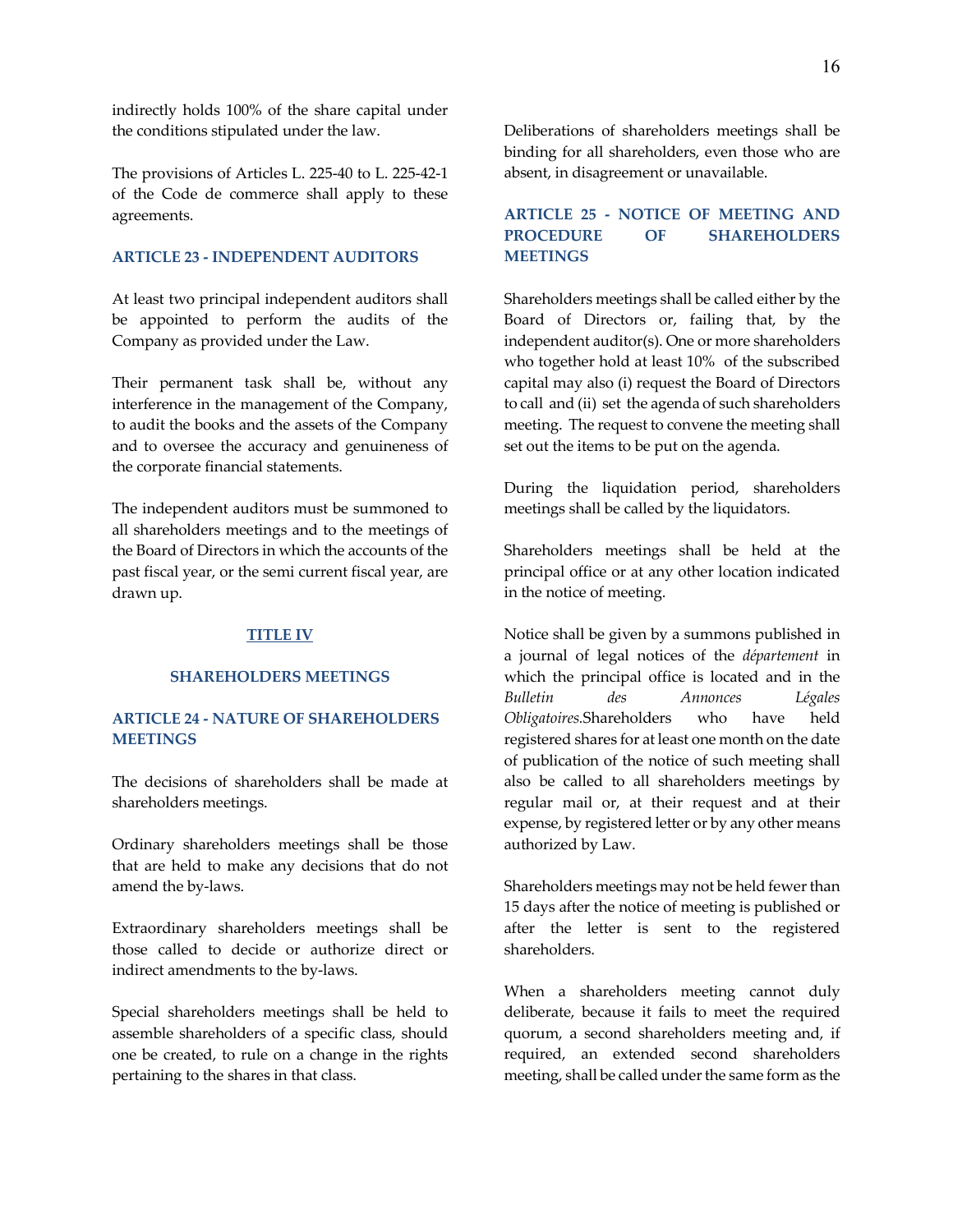indirectly holds 100% of the share capital under the conditions stipulated under the law.

The provisions of Articles L. 225-40 to L. 225-42-1 of the Code de commerce shall apply to these agreements.

### ARTICLE 23 - INDEPENDENT AUDITORS

At least two principal independent auditors shall be appointed to perform the audits of the Company as provided under the Law.

Their permanent task shall be, without any interference in the management of the Company, to audit the books and the assets of the Company and to oversee the accuracy and genuineness of the corporate financial statements.

The independent auditors must be summoned to all shareholders meetings and to the meetings of the Board of Directors in which the accounts of the past fiscal year, or the semi current fiscal year, are drawn up.

## TITLE IV

## SHAREHOLDERS MEETINGS

### ARTICLE 24 - NATURE OF SHAREHOLDERS MEETINGS

The decisions of shareholders shall be made at shareholders meetings.

Ordinary shareholders meetings shall be those that are held to make any decisions that do not amend the by-laws.

Extraordinary shareholders meetings shall be those called to decide or authorize direct or indirect amendments to the by-laws.

Special shareholders meetings shall be held to assemble shareholders of a specific class, should one be created, to rule on a change in the rights pertaining to the shares in that class.

Deliberations of shareholders meetings shall be binding for all shareholders, even those who are absent, in disagreement or unavailable.

### ARTICLE 25 - NOTICE OF MEETING AND PROCEDURE OF SHAREHOLDERS MEETINGS

Shareholders meetings shall be called either by the Board of Directors or, failing that, by the independent auditor(s). One or more shareholders who together hold at least 10% of the subscribed capital may also (i) request the Board of Directors to call and (ii) set the agenda of such shareholders meeting. The request to convene the meeting shall set out the items to be put on the agenda.

During the liquidation period, shareholders meetings shall be called by the liquidators.

Shareholders meetings shall be held at the principal office or at any other location indicated in the notice of meeting.

Notice shall be given by a summons published in a journal of legal notices of the *département* in which the principal office is located and in the *Bulletin des Annonces Légales Obligatoires.*Shareholders who have held registered shares for at least one month on the date of publication of the notice of such meeting shall also be called to all shareholders meetings by regular mail or, at their request and at their expense, by registered letter or by any other means authorized by Law.

Shareholders meetings may not be held fewer than 15 days after the notice of meeting is published or after the letter is sent to the registered shareholders.

When a shareholders meeting cannot duly deliberate, because it fails to meet the required quorum, a second shareholders meeting and, if required, an extended second shareholders meeting, shall be called under the same form as the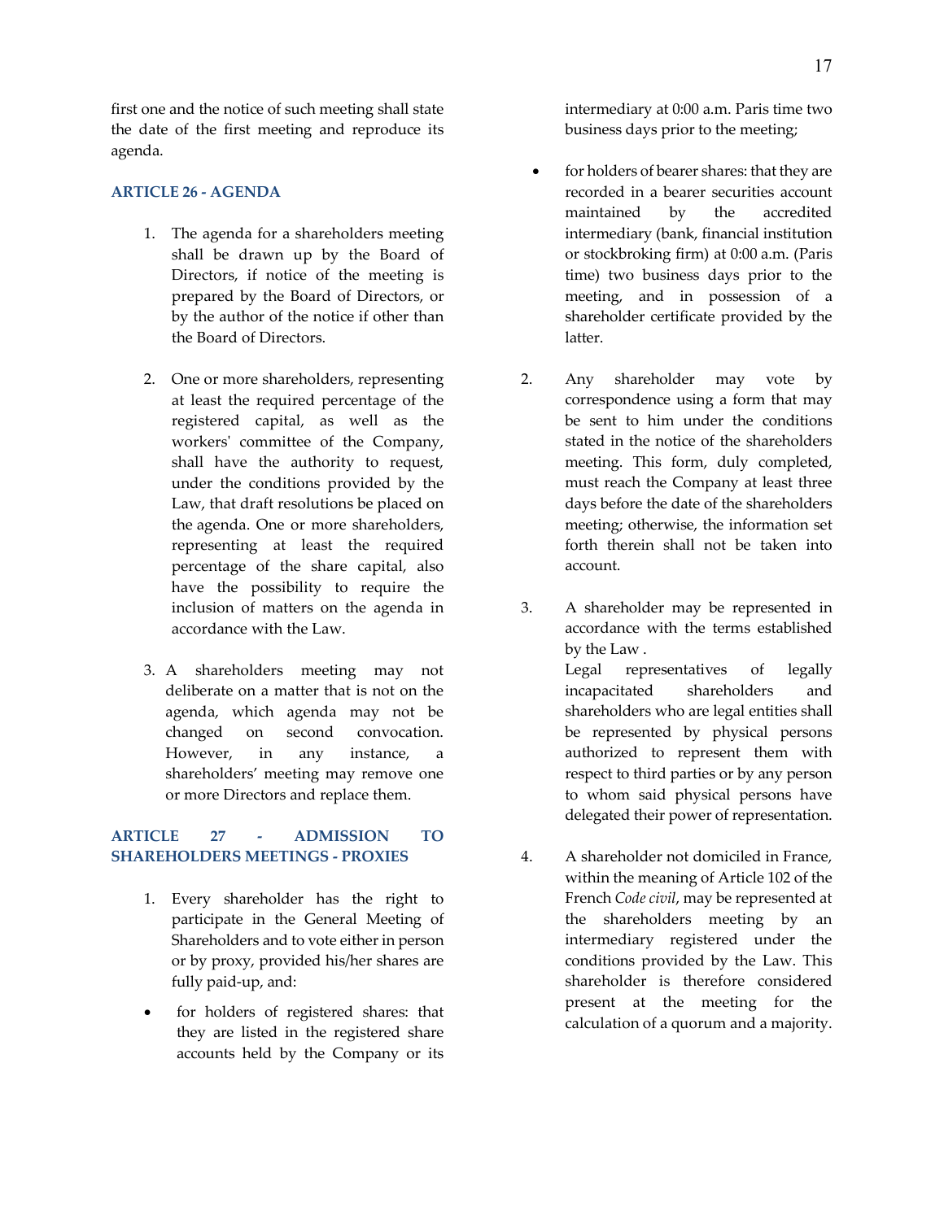first one and the notice of such meeting shall state the date of the first meeting and reproduce its agenda.

### ARTICLE 26 - AGENDA

1. The agenda for a shareholders meeting shall be drawn up by the Board of Directors, if notice of the meeting is prepared by the Board of Directors, or by the author of the notice if other than the Board of Directors.

2. One or more shareholders, representing at least the required percentage of the registered capital, as well as the workers' committee of the Company, shall have the authority to request, under the conditions provided by the Law, that draft resolutions be placed on the agenda. One or more shareholders, representing at least the required percentage of the share capital, also have the possibility to require the inclusion of matters on the agenda in accordance with the Law.

3. A shareholders meeting may not deliberate on a matter that is not on the agenda, which agenda may not be changed on second convocation. However, in any instance, a shareholders' meeting may remove one or more Directors and replace them.

### ARTICLE 27 - ADMISSION TO SHAREHOLDERS MEETINGS - PROXIES

1. Every shareholder has the right to participate in the General Meeting of Shareholders and to vote either in person or by proxy, provided his/her shares are fully paid-up, and:

- for holders of registered shares: that they are listed in the registered share accounts held by the Company or its intermediary at 0:00 a.m. Paris time two business days prior to the meeting;

- for holders of bearer shares: that they are recorded in a bearer securities account maintained by the accredited intermediary (bank, financial institution or stockbroking firm) at 0:00 a.m. (Paris time) two business days prior to the meeting, and in possession of a shareholder certificate provided by the latter.

2. Any shareholder may vote by correspondence using a form that may be sent to him under the conditions stated in the notice of the shareholders meeting. This form, duly completed, must reach the Company at least three days before the date of the shareholders meeting; otherwise, the information set forth therein shall not be taken into account.

3. A shareholder may be represented in accordance with the terms established by the Law .
   Legal representatives of legally incapacitated shareholders and shareholders who are legal entities shall be represented by physical persons authorized to represent them with respect to third parties or by any person to whom said physical persons have delegated their power of representation.

4. A shareholder not domiciled in France, within the meaning of Article 102 of the French *Code civil*, may be represented at the shareholders meeting by an intermediary registered under the conditions provided by the Law. This shareholder is therefore considered present at the meeting for the calculation of a quorum and a majority.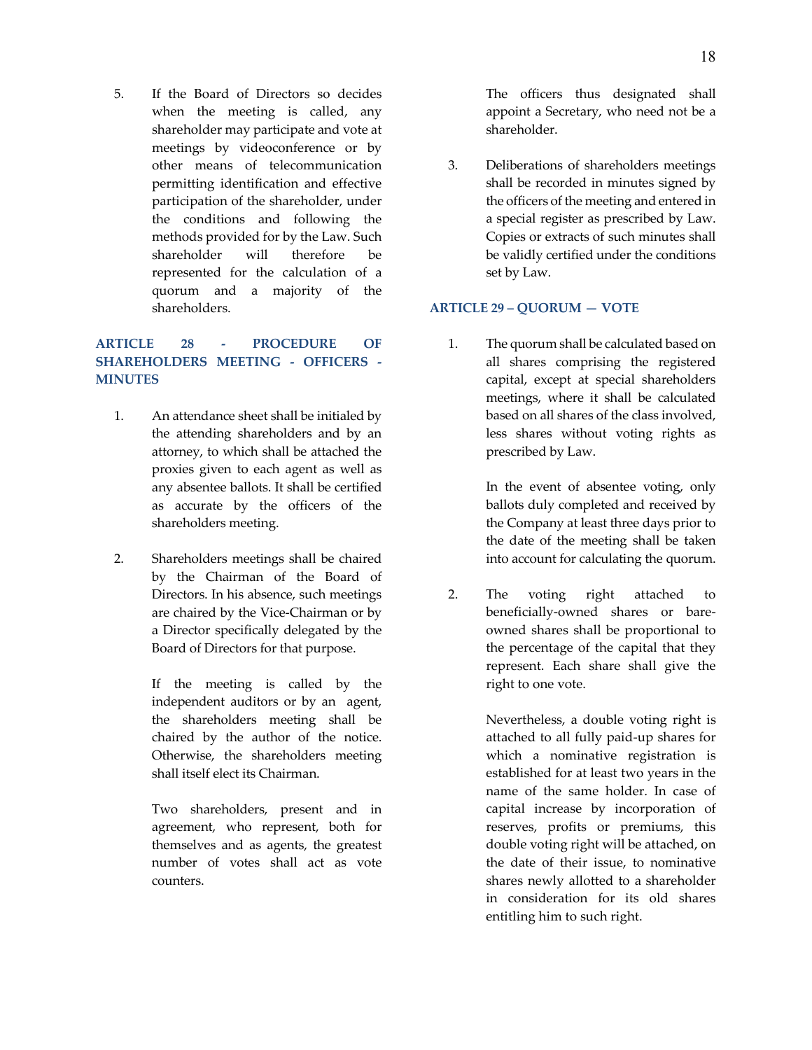5. If the Board of Directors so decides when the meeting is called, any shareholder may participate and vote at meetings by videoconference or by other means of telecommunication permitting identification and effective participation of the shareholder, under the conditions and following the methods provided for by the Law. Such shareholder will therefore be represented for the calculation of a quorum and a majority of the shareholders.

## ARTICLE 28 - PROCEDURE OF SHAREHOLDERS MEETING - OFFICERS - MINUTES

1. An attendance sheet shall be initialed by the attending shareholders and by an attorney, to which shall be attached the proxies given to each agent as well as any absentee ballots. It shall be certified as accurate by the officers of the shareholders meeting.

2. Shareholders meetings shall be chaired by the Chairman of the Board of Directors. In his absence, such meetings are chaired by the Vice-Chairman or by a Director specifically delegated by the Board of Directors for that purpose.

   If the meeting is called by the independent auditors or by an agent, the shareholders meeting shall be chaired by the author of the notice. Otherwise, the shareholders meeting shall itself elect its Chairman.

   Two shareholders, present and in agreement, who represent, both for themselves and as agents, the greatest number of votes shall act as vote counters.

   The officers thus designated shall appoint a Secretary, who need not be a shareholder.

3. Deliberations of shareholders meetings shall be recorded in minutes signed by the officers of the meeting and entered in a special register as prescribed by Law. Copies or extracts of such minutes shall be validly certified under the conditions set by Law.

## ARTICLE 29 – QUORUM — VOTE

1. The quorum shall be calculated based on all shares comprising the registered capital, except at special shareholders meetings, where it shall be calculated based on all shares of the class involved, less shares without voting rights as prescribed by Law.

   In the event of absentee voting, only ballots duly completed and received by the Company at least three days prior to the date of the meeting shall be taken into account for calculating the quorum.

2. The voting right attached to beneficially-owned shares or bare-owned shares shall be proportional to the percentage of the capital that they represent. Each share shall give the right to one vote.

   Nevertheless, a double voting right is attached to all fully paid-up shares for which a nominative registration is established for at least two years in the name of the same holder. In case of capital increase by incorporation of reserves, profits or premiums, this double voting right will be attached, on the date of their issue, to nominative shares newly allotted to a shareholder in consideration for its old shares entitling him to such right.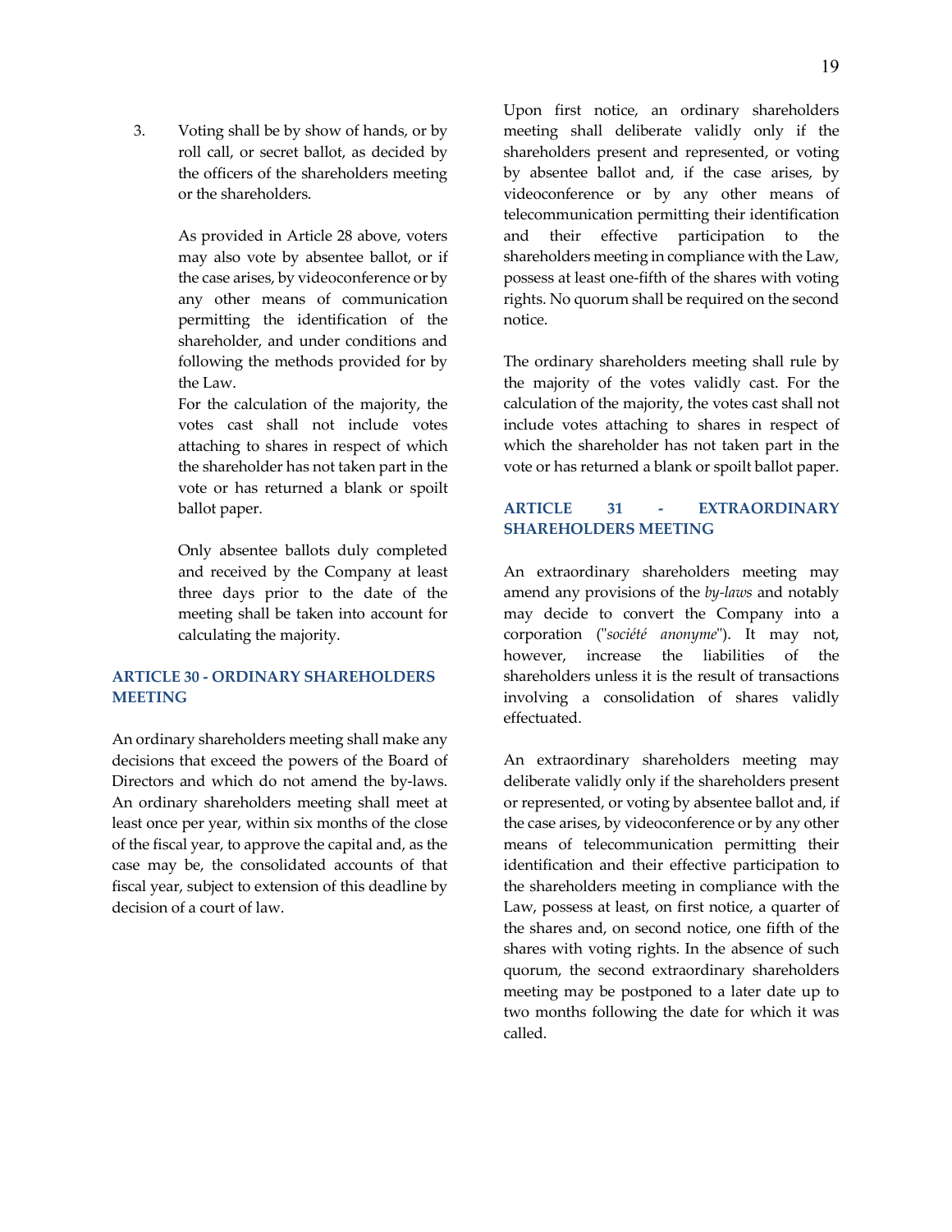3. Voting shall be by show of hands, or by roll call, or secret ballot, as decided by the officers of the shareholders meeting or the shareholders.

   As provided in Article 28 above, voters may also vote by absentee ballot, or if the case arises, by videoconference or by any other means of communication permitting the identification of the shareholder, and under conditions and following the methods provided for by the Law.

   For the calculation of the majority, the votes cast shall not include votes attaching to shares in respect of which the shareholder has not taken part in the vote or has returned a blank or spoilt ballot paper.

   Only absentee ballots duly completed and received by the Company at least three days prior to the date of the meeting shall be taken into account for calculating the majority.

## ARTICLE 30 - ORDINARY SHAREHOLDERS MEETING

An ordinary shareholders meeting shall make any decisions that exceed the powers of the Board of Directors and which do not amend the by-laws. An ordinary shareholders meeting shall meet at least once per year, within six months of the close of the fiscal year, to approve the capital and, as the case may be, the consolidated accounts of that fiscal year, subject to extension of this deadline by decision of a court of law.

Upon first notice, an ordinary shareholders meeting shall deliberate validly only if the shareholders present and represented, or voting by absentee ballot and, if the case arises, by videoconference or by any other means of telecommunication permitting their identification and their effective participation to the shareholders meeting in compliance with the Law, possess at least one-fifth of the shares with voting rights. No quorum shall be required on the second notice.

The ordinary shareholders meeting shall rule by the majority of the votes validly cast. For the calculation of the majority, the votes cast shall not include votes attaching to shares in respect of which the shareholder has not taken part in the vote or has returned a blank or spoilt ballot paper.

## ARTICLE 31 - EXTRAORDINARY SHAREHOLDERS MEETING

An extraordinary shareholders meeting may amend any provisions of the *by-laws* and notably may decide to convert the Company into a corporation ("*société anonyme*"). It may not, however, increase the liabilities of the shareholders unless it is the result of transactions involving a consolidation of shares validly effectuated.

An extraordinary shareholders meeting may deliberate validly only if the shareholders present or represented, or voting by absentee ballot and, if the case arises, by videoconference or by any other means of telecommunication permitting their identification and their effective participation to the shareholders meeting in compliance with the Law, possess at least, on first notice, a quarter of the shares and, on second notice, one fifth of the shares with voting rights. In the absence of such quorum, the second extraordinary shareholders meeting may be postponed to a later date up to two months following the date for which it was called.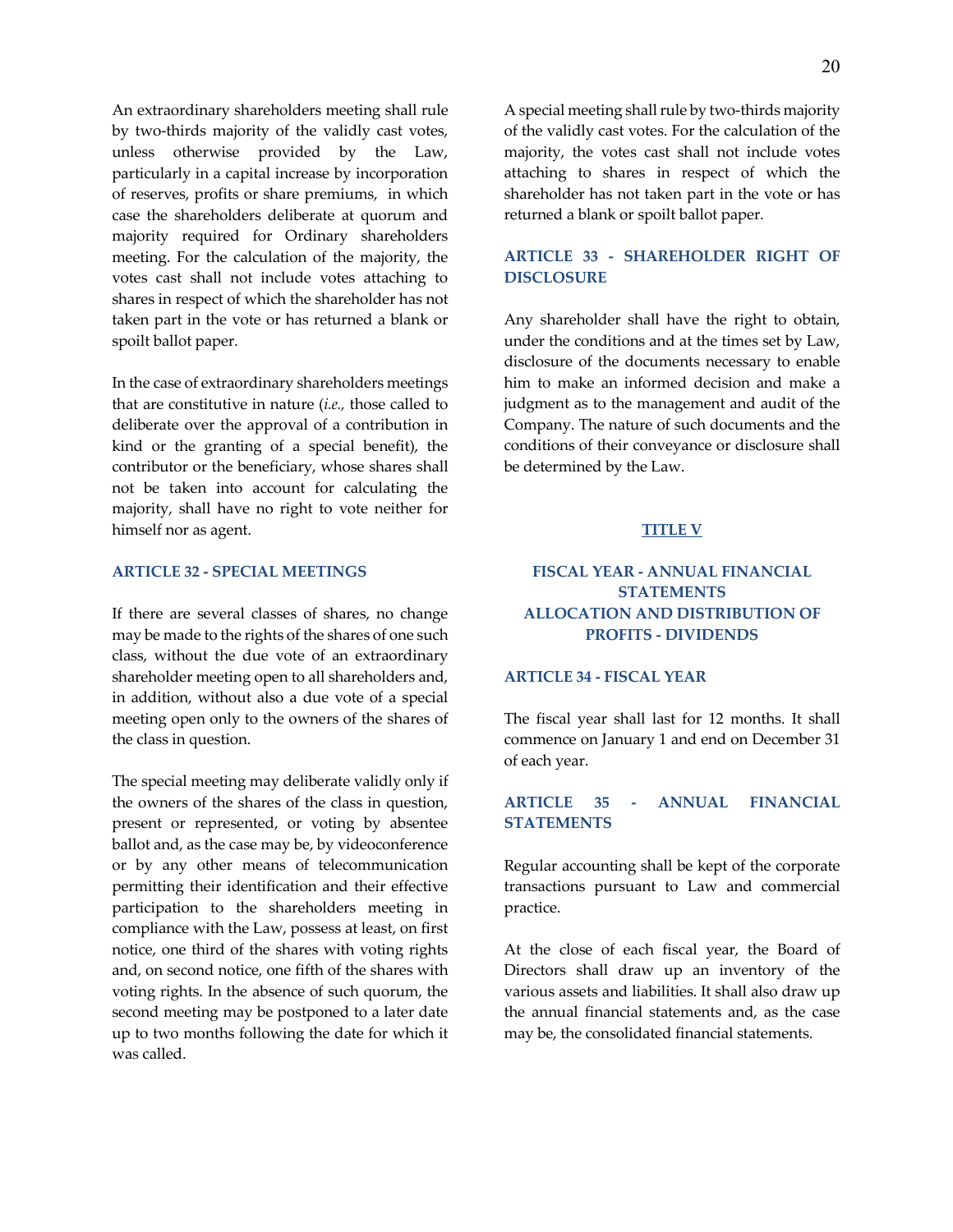An extraordinary shareholders meeting shall rule by two-thirds majority of the validly cast votes, unless otherwise provided by the Law, particularly in a capital increase by incorporation of reserves, profits or share premiums, in which case the shareholders deliberate at quorum and majority required for Ordinary shareholders meeting. For the calculation of the majority, the votes cast shall not include votes attaching to shares in respect of which the shareholder has not taken part in the vote or has returned a blank or spoilt ballot paper.

In the case of extraordinary shareholders meetings that are constitutive in nature (*i.e.,* those called to deliberate over the approval of a contribution in kind or the granting of a special benefit), the contributor or the beneficiary, whose shares shall not be taken into account for calculating the majority, shall have no right to vote neither for himself nor as agent.

### ARTICLE 32 - SPECIAL MEETINGS

If there are several classes of shares, no change may be made to the rights of the shares of one such class, without the due vote of an extraordinary shareholder meeting open to all shareholders and, in addition, without also a due vote of a special meeting open only to the owners of the shares of the class in question.

The special meeting may deliberate validly only if the owners of the shares of the class in question, present or represented, or voting by absentee ballot and, as the case may be, by videoconference or by any other means of telecommunication permitting their identification and their effective participation to the shareholders meeting in compliance with the Law, possess at least, on first notice, one third of the shares with voting rights and, on second notice, one fifth of the shares with voting rights. In the absence of such quorum, the second meeting may be postponed to a later date up to two months following the date for which it was called.

A special meeting shall rule by two-thirds majority of the validly cast votes. For the calculation of the majority, the votes cast shall not include votes attaching to shares in respect of which the shareholder has not taken part in the vote or has returned a blank or spoilt ballot paper.

### ARTICLE 33 - SHAREHOLDER RIGHT OF DISCLOSURE

Any shareholder shall have the right to obtain, under the conditions and at the times set by Law, disclosure of the documents necessary to enable him to make an informed decision and make a judgment as to the management and audit of the Company. The nature of such documents and the conditions of their conveyance or disclosure shall be determined by the Law.

## TITLE V

## FISCAL YEAR - ANNUAL FINANCIAL STATEMENTS ALLOCATION AND DISTRIBUTION OF PROFITS - DIVIDENDS

### ARTICLE 34 - FISCAL YEAR

The fiscal year shall last for 12 months. It shall commence on January 1 and end on December 31 of each year.

### ARTICLE 35 - ANNUAL FINANCIAL STATEMENTS

Regular accounting shall be kept of the corporate transactions pursuant to Law and commercial practice.

At the close of each fiscal year, the Board of Directors shall draw up an inventory of the various assets and liabilities. It shall also draw up the annual financial statements and, as the case may be, the consolidated financial statements.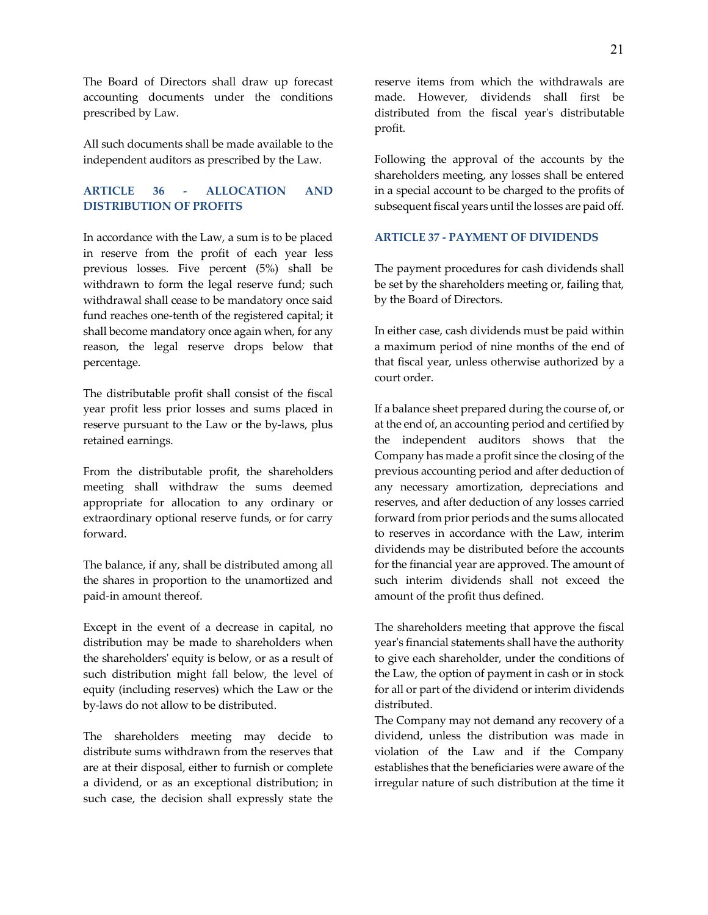The Board of Directors shall draw up forecast accounting documents under the conditions prescribed by Law.

All such documents shall be made available to the independent auditors as prescribed by the Law.

### ARTICLE 36 - ALLOCATION AND DISTRIBUTION OF PROFITS

In accordance with the Law, a sum is to be placed in reserve from the profit of each year less previous losses. Five percent (5%) shall be withdrawn to form the legal reserve fund; such withdrawal shall cease to be mandatory once said fund reaches one-tenth of the registered capital; it shall become mandatory once again when, for any reason, the legal reserve drops below that percentage.

The distributable profit shall consist of the fiscal year profit less prior losses and sums placed in reserve pursuant to the Law or the by-laws, plus retained earnings.

From the distributable profit, the shareholders meeting shall withdraw the sums deemed appropriate for allocation to any ordinary or extraordinary optional reserve funds, or for carry forward.

The balance, if any, shall be distributed among all the shares in proportion to the unamortized and paid-in amount thereof.

Except in the event of a decrease in capital, no distribution may be made to shareholders when the shareholders' equity is below, or as a result of such distribution might fall below, the level of equity (including reserves) which the Law or the by-laws do not allow to be distributed.

The shareholders meeting may decide to distribute sums withdrawn from the reserves that are at their disposal, either to furnish or complete a dividend, or as an exceptional distribution; in such case, the decision shall expressly state the reserve items from which the withdrawals are made. However, dividends shall first be distributed from the fiscal year's distributable profit.

Following the approval of the accounts by the shareholders meeting, any losses shall be entered in a special account to be charged to the profits of subsequent fiscal years until the losses are paid off.

### ARTICLE 37 - PAYMENT OF DIVIDENDS

The payment procedures for cash dividends shall be set by the shareholders meeting or, failing that, by the Board of Directors.

In either case, cash dividends must be paid within a maximum period of nine months of the end of that fiscal year, unless otherwise authorized by a court order.

If a balance sheet prepared during the course of, or at the end of, an accounting period and certified by the independent auditors shows that the Company has made a profit since the closing of the previous accounting period and after deduction of any necessary amortization, depreciations and reserves, and after deduction of any losses carried forward from prior periods and the sums allocated to reserves in accordance with the Law, interim dividends may be distributed before the accounts for the financial year are approved. The amount of such interim dividends shall not exceed the amount of the profit thus defined.

The shareholders meeting that approve the fiscal year's financial statements shall have the authority to give each shareholder, under the conditions of the Law, the option of payment in cash or in stock for all or part of the dividend or interim dividends distributed.

The Company may not demand any recovery of a dividend, unless the distribution was made in violation of the Law and if the Company establishes that the beneficiaries were aware of the irregular nature of such distribution at the time it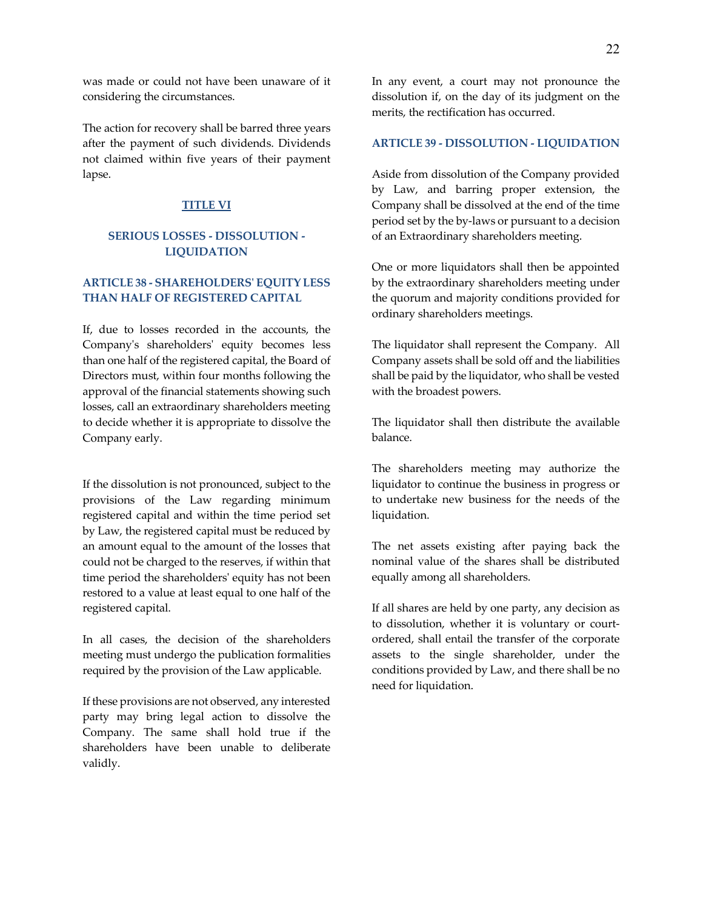was made or could not have been unaware of it considering the circumstances.

The action for recovery shall be barred three years after the payment of such dividends. Dividends not claimed within five years of their payment lapse.

## TITLE VI

## SERIOUS LOSSES - DISSOLUTION - LIQUIDATION

### ARTICLE 38 - SHAREHOLDERS' EQUITY LESS THAN HALF OF REGISTERED CAPITAL

If, due to losses recorded in the accounts, the Company's shareholders' equity becomes less than one half of the registered capital, the Board of Directors must, within four months following the approval of the financial statements showing such losses, call an extraordinary shareholders meeting to decide whether it is appropriate to dissolve the Company early.

If the dissolution is not pronounced, subject to the provisions of the Law regarding minimum registered capital and within the time period set by Law, the registered capital must be reduced by an amount equal to the amount of the losses that could not be charged to the reserves, if within that time period the shareholders' equity has not been restored to a value at least equal to one half of the registered capital.

In all cases, the decision of the shareholders meeting must undergo the publication formalities required by the provision of the Law applicable.

If these provisions are not observed, any interested party may bring legal action to dissolve the Company. The same shall hold true if the shareholders have been unable to deliberate validly.

In any event, a court may not pronounce the dissolution if, on the day of its judgment on the merits, the rectification has occurred.

### ARTICLE 39 - DISSOLUTION - LIQUIDATION

Aside from dissolution of the Company provided by Law, and barring proper extension, the Company shall be dissolved at the end of the time period set by the by-laws or pursuant to a decision of an Extraordinary shareholders meeting.

One or more liquidators shall then be appointed by the extraordinary shareholders meeting under the quorum and majority conditions provided for ordinary shareholders meetings.

The liquidator shall represent the Company. All Company assets shall be sold off and the liabilities shall be paid by the liquidator, who shall be vested with the broadest powers.

The liquidator shall then distribute the available balance.

The shareholders meeting may authorize the liquidator to continue the business in progress or to undertake new business for the needs of the liquidation.

The net assets existing after paying back the nominal value of the shares shall be distributed equally among all shareholders.

If all shares are held by one party, any decision as to dissolution, whether it is voluntary or court-ordered, shall entail the transfer of the corporate assets to the single shareholder, under the conditions provided by Law, and there shall be no need for liquidation.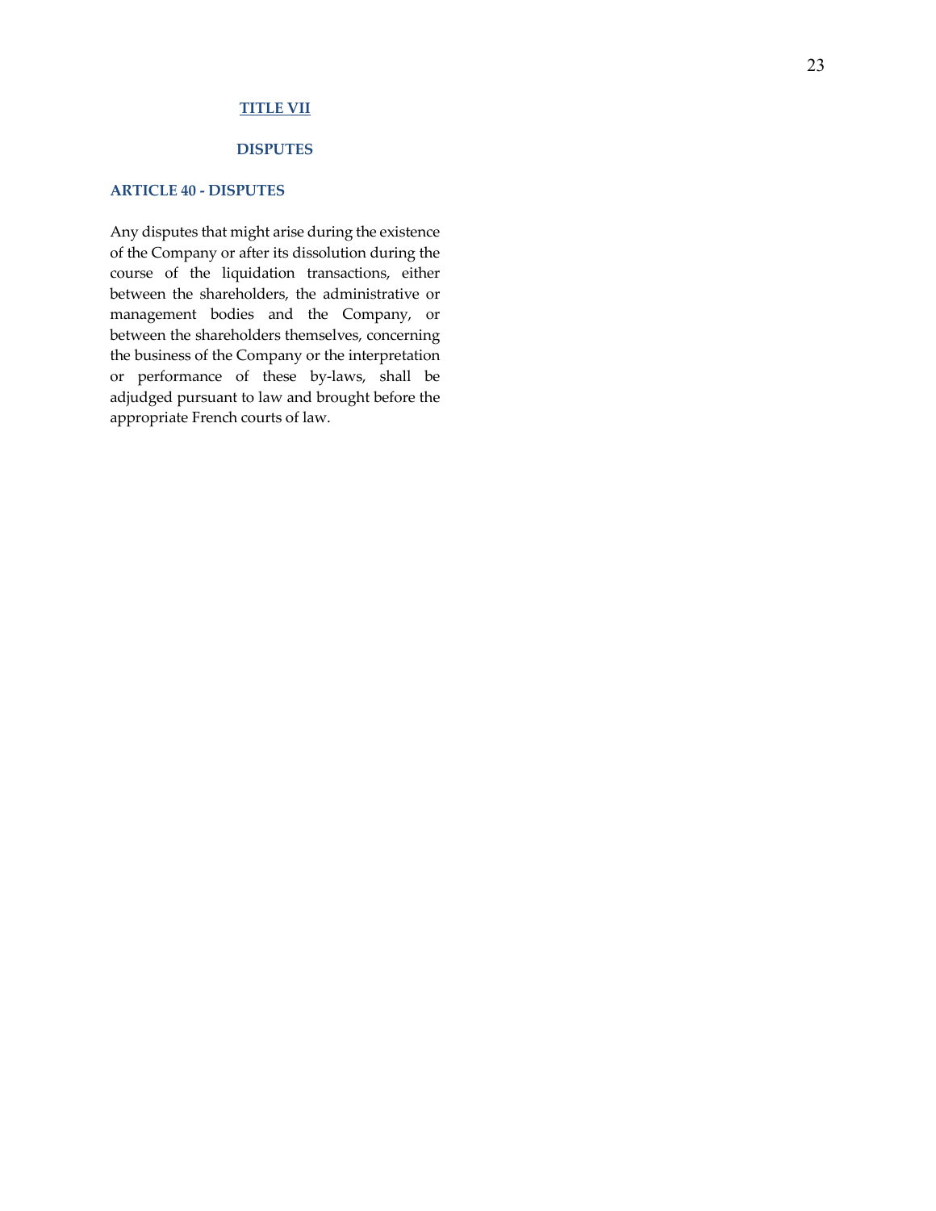## TITLE VII

## DISPUTES

### ARTICLE 40 - DISPUTES

Any disputes that might arise during the existence of the Company or after its dissolution during the course of the liquidation transactions, either between the shareholders, the administrative or management bodies and the Company, or between the shareholders themselves, concerning the business of the Company or the interpretation or performance of these by-laws, shall be adjudged pursuant to law and brought before the appropriate French courts of law.